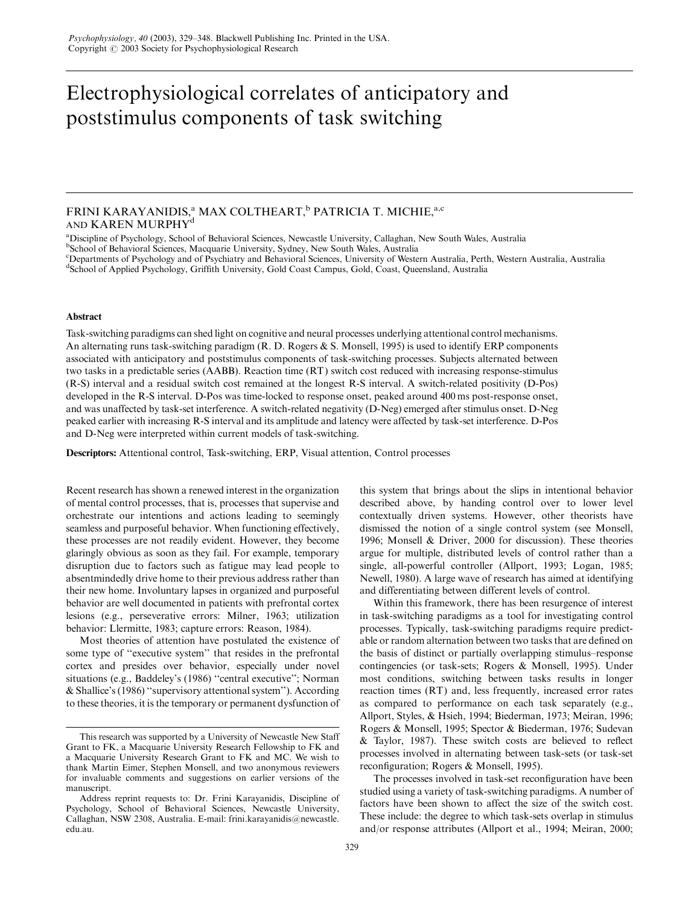# Electrophysiological correlates of anticipatory and poststimulus components of task switching

FRINI KARAYANIDIS,[a] MAX COLTHEART,[b] PATRICIA T. MICHIE,[a,c] AND KAREN MURPHY[d]

[a]Discipline of Psychology, School of Behavioral Sciences, Newcastle University, Callaghan, New South Wales, Australia
[b]School of Behavioral Sciences, Macquarie University, Sydney, New South Wales, Australia
[c]Departments of Psychology and of Psychiatry and Behavioral Sciences, University of Western Australia, Perth, Western Australia, Australia
[d]School of Applied Psychology, Griffith University, Gold Coast Campus, Gold, Coast, Queensland, Australia

### Abstract

Task-switching paradigms can shed light on cognitive and neural processes underlying attentional control mechanisms. An alternating runs task-switching paradigm (R. D. Rogers & S. Monsell, 1995) is used to identify ERP components associated with anticipatory and poststimulus components of task-switching processes. Subjects alternated between two tasks in a predictable series (AABB). Reaction time (RT) switch cost reduced with increasing response-stimulus (R-S) interval and a residual switch cost remained at the longest R-S interval. A switch-related positivity (D-Pos) developed in the R-S interval. D-Pos was time-locked to response onset, peaked around 400 ms post-response onset, and was unaffected by task-set interference. A switch-related negativity (D-Neg) emerged after stimulus onset. D-Neg peaked earlier with increasing R-S interval and its amplitude and latency were affected by task-set interference. D-Pos and D-Neg were interpreted within current models of task-switching.

**Descriptors:** Attentional control, Task-switching, ERP, Visual attention, Control processes

Recent research has shown a renewed interest in the organization of mental control processes, that is, processes that supervise and orchestrate our intentions and actions leading to seemingly seamless and purposeful behavior. When functioning effectively, these processes are not readily evident. However, they become glaringly obvious as soon as they fail. For example, temporary disruption due to factors such as fatigue may lead people to absentmindedly drive home to their previous address rather than their new home. Involuntary lapses in organized and purposeful behavior are well documented in patients with prefrontal cortex lesions (e.g., perseverative errors: Milner, 1963; utilization behavior: Llermitte, 1983; capture errors: Reason, 1984).

Most theories of attention have postulated the existence of some type of "executive system" that resides in the prefrontal cortex and presides over behavior, especially under novel situations (e.g., Baddeley's (1986) "central executive"; Norman & Shallice's (1986) "supervisory attentional system"). According to these theories, it is the temporary or permanent dysfunction of this system that brings about the slips in intentional behavior described above, by handing control over to lower level contextually driven systems. However, other theorists have dismissed the notion of a single control system (see Monsell, 1996; Monsell & Driver, 2000 for discussion). These theories argue for multiple, distributed levels of control rather than a single, all-powerful controller (Allport, 1993; Logan, 1985; Newell, 1980). A large wave of research has aimed at identifying and differentiating between different levels of control.

Within this framework, there has been resurgence of interest in task-switching paradigms as a tool for investigating control processes. Typically, task-switching paradigms require predictable or random alternation between two tasks that are defined on the basis of distinct or partially overlapping stimulus–response contingencies (or task-sets; Rogers & Monsell, 1995). Under most conditions, switching between tasks results in longer reaction times (RT) and, less frequently, increased error rates as compared to performance on each task separately (e.g., Allport, Styles, & Hsieh, 1994; Biederman, 1973; Meiran, 1996; Rogers & Monsell, 1995; Spector & Biederman, 1976; Sudevan & Taylor, 1987). These switch costs are believed to reflect processes involved in alternating between task-sets (or task-set reconfiguration; Rogers & Monsell, 1995).

The processes involved in task-set reconfiguration have been studied using a variety of task-switching paradigms. A number of factors have been shown to affect the size of the switch cost. These include: the degree to which task-sets overlap in stimulus and/or response attributes (Allport et al., 1994; Meiran, 2000;

---

This research was supported by a University of Newcastle New Staff Grant to FK, a Macquarie University Research Fellowship to FK and a Macquarie University Research Grant to FK and MC. We wish to thank Martin Eimer, Stephen Monsell, and two anonymous reviewers for invaluable comments and suggestions on earlier versions of the manuscript.

Address reprint requests to: Dr. Frini Karayanidis, Discipline of Psychology, School of Behavioral Sciences, Newcastle University, Callaghan, NSW 2308, Australia. E-mail: frini.karayanidis@newcastle.edu.au.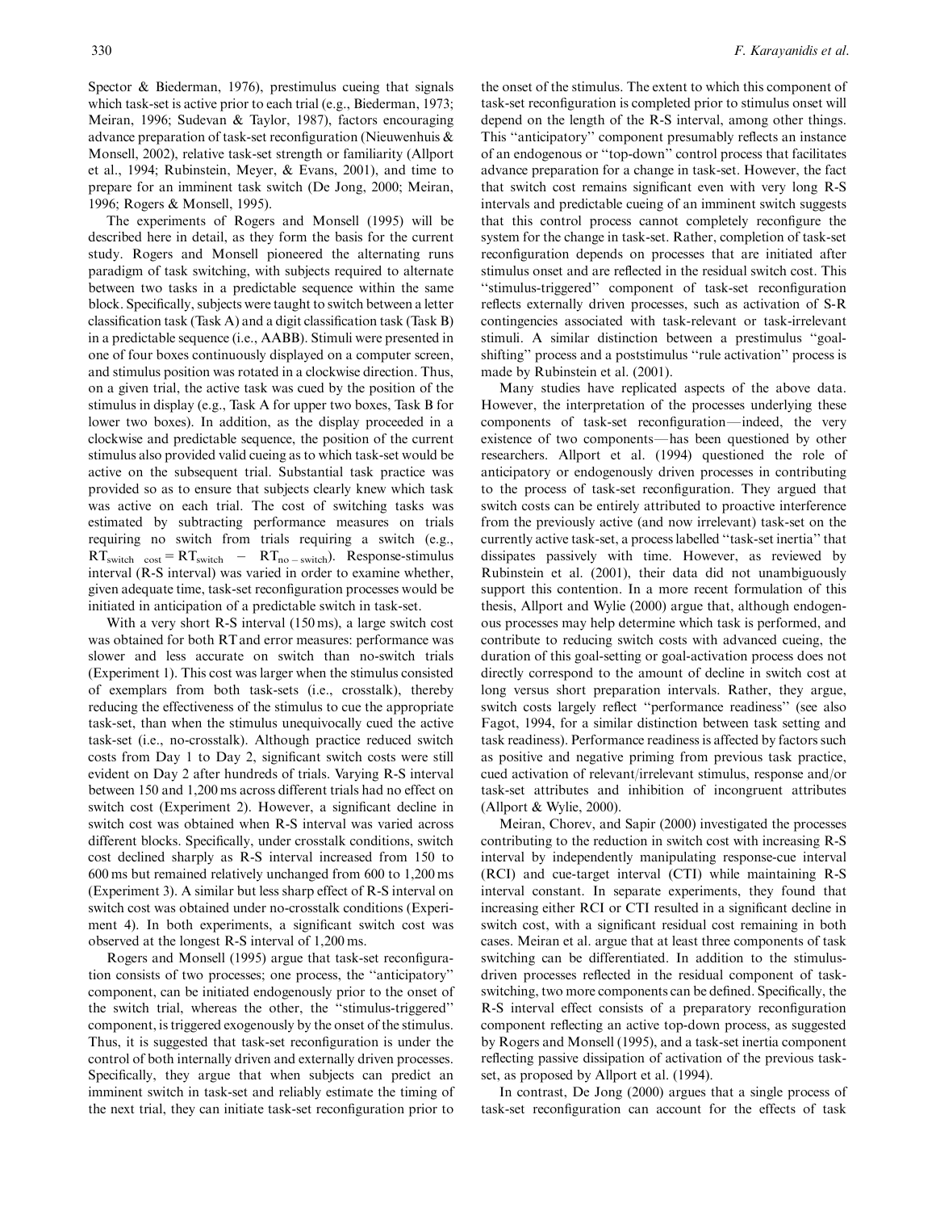Spector & Biederman, 1976), prestimulus cueing that signals which task-set is active prior to each trial (e.g., Biederman, 1973; Meiran, 1996; Sudevan & Taylor, 1987), factors encouraging advance preparation of task-set reconfiguration (Nieuwenhuis & Monsell, 2002), relative task-set strength or familiarity (Allport et al., 1994; Rubinstein, Meyer, & Evans, 2001), and time to prepare for an imminent task switch (De Jong, 2000; Meiran, 1996; Rogers & Monsell, 1995).

The experiments of Rogers and Monsell (1995) will be described here in detail, as they form the basis for the current study. Rogers and Monsell pioneered the alternating runs paradigm of task switching, with subjects required to alternate between two tasks in a predictable sequence within the same block. Specifically, subjects were taught to switch between a letter classification task (Task A) and a digit classification task (Task B) in a predictable sequence (i.e., AABB). Stimuli were presented in one of four boxes continuously displayed on a computer screen, and stimulus position was rotated in a clockwise direction. Thus, on a given trial, the active task was cued by the position of the stimulus in display (e.g., Task A for upper two boxes, Task B for lower two boxes). In addition, as the display proceeded in a clockwise and predictable sequence, the position of the current stimulus also provided valid cueing as to which task-set would be active on the subsequent trial. Substantial task practice was provided so as to ensure that subjects clearly knew which task was active on each trial. The cost of switching tasks was estimated by subtracting performance measures on trials requiring no switch from trials requiring a switch (e.g., $RT_{switch\ cost} = RT_{switch} - RT_{no-switch}$). Response-stimulus interval (R-S interval) was varied in order to examine whether, given adequate time, task-set reconfiguration processes would be initiated in anticipation of a predictable switch in task-set.

With a very short R-S interval (150 ms), a large switch cost was obtained for both RT and error measures: performance was slower and less accurate on switch than no-switch trials (Experiment 1). This cost was larger when the stimulus consisted of exemplars from both task-sets (i.e., crosstalk), thereby reducing the effectiveness of the stimulus to cue the appropriate task-set, than when the stimulus unequivocally cued the active task-set (i.e., no-crosstalk). Although practice reduced switch costs from Day 1 to Day 2, significant switch costs were still evident on Day 2 after hundreds of trials. Varying R-S interval between 150 and 1,200 ms across different trials had no effect on switch cost (Experiment 2). However, a significant decline in switch cost was obtained when R-S interval was varied across different blocks. Specifically, under crosstalk conditions, switch cost declined sharply as R-S interval increased from 150 to 600 ms but remained relatively unchanged from 600 to 1,200 ms (Experiment 3). A similar but less sharp effect of R-S interval on switch cost was obtained under no-crosstalk conditions (Experiment 4). In both experiments, a significant switch cost was observed at the longest R-S interval of 1,200 ms.

Rogers and Monsell (1995) argue that task-set reconfiguration consists of two processes; one process, the "anticipatory" component, can be initiated endogenously prior to the onset of the switch trial, whereas the other, the "stimulus-triggered" component, is triggered exogenously by the onset of the stimulus. Thus, it is suggested that task-set reconfiguration is under the control of both internally driven and externally driven processes. Specifically, they argue that when subjects can predict an imminent switch in task-set and reliably estimate the timing of the next trial, they can initiate task-set reconfiguration prior to the onset of the stimulus. The extent to which this component of task-set reconfiguration is completed prior to stimulus onset will depend on the length of the R-S interval, among other things. This "anticipatory" component presumably reflects an instance of an endogenous or "top-down" control process that facilitates advance preparation for a change in task-set. However, the fact that switch cost remains significant even with very long R-S intervals and predictable cueing of an imminent switch suggests that this control process cannot completely reconfigure the system for the change in task-set. Rather, completion of task-set reconfiguration depends on processes that are initiated after stimulus onset and are reflected in the residual switch cost. This "stimulus-triggered" component of task-set reconfiguration reflects externally driven processes, such as activation of S-R contingencies associated with task-relevant or task-irrelevant stimuli. A similar distinction between a prestimulus "goal-shifting" process and a poststimulus "rule activation" process is made by Rubinstein et al. (2001).

Many studies have replicated aspects of the above data. However, the interpretation of the processes underlying these components of task-set reconfiguration—indeed, the very existence of two components—has been questioned by other researchers. Allport et al. (1994) questioned the role of anticipatory or endogenously driven processes in contributing to the process of task-set reconfiguration. They argued that switch costs can be entirely attributed to proactive interference from the previously active (and now irrelevant) task-set on the currently active task-set, a process labelled "task-set inertia" that dissipates passively with time. However, as reviewed by Rubinstein et al. (2001), their data did not unambiguously support this contention. In a more recent formulation of this thesis, Allport and Wylie (2000) argue that, although endogenous processes may help determine which task is performed, and contribute to reducing switch costs with advanced cueing, the duration of this goal-setting or goal-activation process does not directly correspond to the amount of decline in switch cost at long versus short preparation intervals. Rather, they argue, switch costs largely reflect "performance readiness" (see also Fagot, 1994, for a similar distinction between task setting and task readiness). Performance readiness is affected by factors such as positive and negative priming from previous task practice, cued activation of relevant/irrelevant stimulus, response and/or task-set attributes and inhibition of incongruent attributes (Allport & Wylie, 2000).

Meiran, Chorev, and Sapir (2000) investigated the processes contributing to the reduction in switch cost with increasing R-S interval by independently manipulating response-cue interval (RCI) and cue-target interval (CTI) while maintaining R-S interval constant. In separate experiments, they found that increasing either RCI or CTI resulted in a significant decline in switch cost, with a significant residual cost remaining in both cases. Meiran et al. argue that at least three components of task switching can be differentiated. In addition to the stimulus-driven processes reflected in the residual component of task-switching, two more components can be defined. Specifically, the R-S interval effect consists of a preparatory reconfiguration component reflecting an active top-down process, as suggested by Rogers and Monsell (1995), and a task-set inertia component reflecting passive dissipation of activation of the previous task-set, as proposed by Allport et al. (1994).

In contrast, De Jong (2000) argues that a single process of task-set reconfiguration can account for the effects of task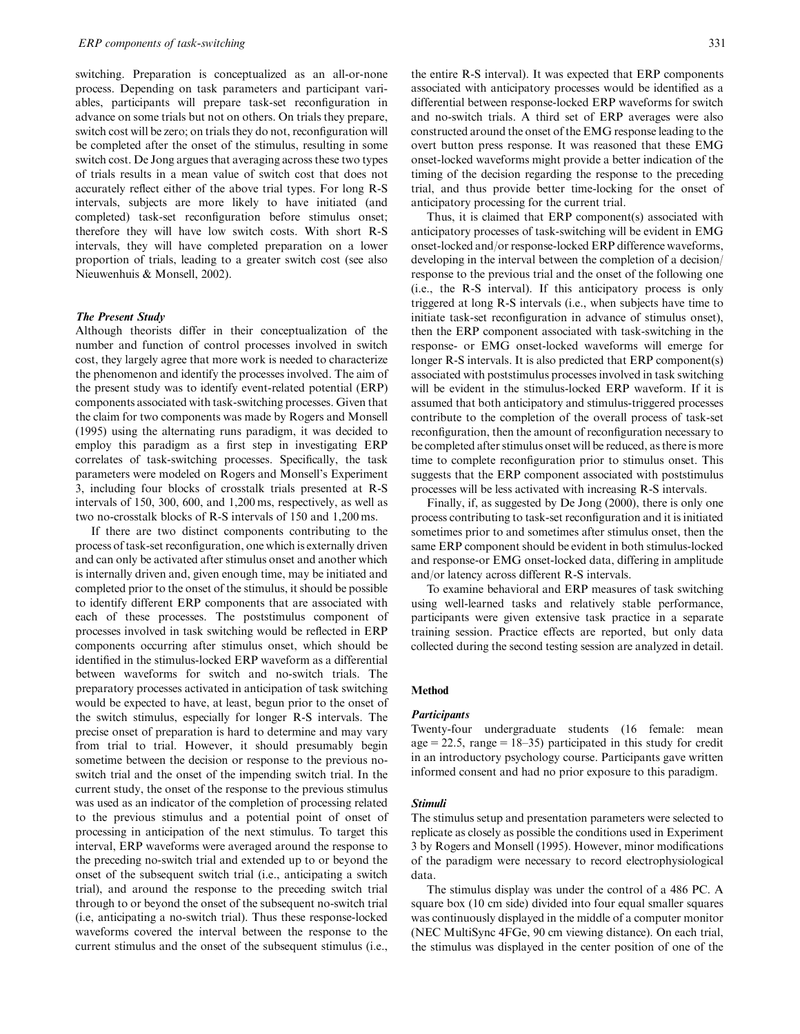switching. Preparation is conceptualized as an all-or-none process. Depending on task parameters and participant variables, participants will prepare task-set reconfiguration in advance on some trials but not on others. On trials they prepare, switch cost will be zero; on trials they do not, reconfiguration will be completed after the onset of the stimulus, resulting in some switch cost. De Jong argues that averaging across these two types of trials results in a mean value of switch cost that does not accurately reflect either of the above trial types. For long R-S intervals, subjects are more likely to have initiated (and completed) task-set reconfiguration before stimulus onset; therefore they will have low switch costs. With short R-S intervals, they will have completed preparation on a lower proportion of trials, leading to a greater switch cost (see also Nieuwenhuis & Monsell, 2002).

### *The Present Study*

Although theorists differ in their conceptualization of the number and function of control processes involved in switch cost, they largely agree that more work is needed to characterize the phenomenon and identify the processes involved. The aim of the present study was to identify event-related potential (ERP) components associated with task-switching processes. Given that the claim for two components was made by Rogers and Monsell (1995) using the alternating runs paradigm, it was decided to employ this paradigm as a first step in investigating ERP correlates of task-switching processes. Specifically, the task parameters were modeled on Rogers and Monsell's Experiment 3, including four blocks of crosstalk trials presented at R-S intervals of 150, 300, 600, and 1,200 ms, respectively, as well as two no-crosstalk blocks of R-S intervals of 150 and 1,200 ms.

If there are two distinct components contributing to the process of task-set reconfiguration, one which is externally driven and can only be activated after stimulus onset and another which is internally driven and, given enough time, may be initiated and completed prior to the onset of the stimulus, it should be possible to identify different ERP components that are associated with each of these processes. The poststimulus component of processes involved in task switching would be reflected in ERP components occurring after stimulus onset, which should be identified in the stimulus-locked ERP waveform as a differential between waveforms for switch and no-switch trials. The preparatory processes activated in anticipation of task switching would be expected to have, at least, begun prior to the onset of the switch stimulus, especially for longer R-S intervals. The precise onset of preparation is hard to determine and may vary from trial to trial. However, it should presumably begin sometime between the decision or response to the previous no-switch trial and the onset of the impending switch trial. In the current study, the onset of the response to the previous stimulus was used as an indicator of the completion of processing related to the previous stimulus and a potential point of onset of processing in anticipation of the next stimulus. To target this interval, ERP waveforms were averaged around the response to the preceding no-switch trial and extended up to or beyond the onset of the subsequent switch trial (i.e., anticipating a switch trial), and around the response to the preceding switch trial through to or beyond the onset of the subsequent no-switch trial (i.e, anticipating a no-switch trial). Thus these response-locked waveforms covered the interval between the response to the current stimulus and the onset of the subsequent stimulus (i.e., the entire R-S interval). It was expected that ERP components associated with anticipatory processes would be identified as a differential between response-locked ERP waveforms for switch and no-switch trials. A third set of ERP averages was also constructed around the onset of the EMG response leading to the overt button press response. It was reasoned that these EMG onset-locked waveforms might provide a better indication of the timing of the decision regarding the response to the preceding trial, and thus provide better time-locking for the onset of anticipatory processing for the current trial.

Thus, it is claimed that ERP component(s) associated with anticipatory processes of task-switching will be evident in EMG onset-locked and/or response-locked ERP difference waveforms, developing in the interval between the completion of a decision/response to the previous trial and the onset of the following one (i.e., the R-S interval). If this anticipatory process is only triggered at long R-S intervals (i.e., when subjects have time to initiate task-set reconfiguration in advance of stimulus onset), then the ERP component associated with task-switching in the response- or EMG onset-locked waveforms will emerge for longer R-S intervals. It is also predicted that ERP component(s) associated with poststimulus processes involved in task switching will be evident in the stimulus-locked ERP waveform. If it is assumed that both anticipatory and stimulus-triggered processes contribute to the completion of the overall process of task-set reconfiguration, then the amount of reconfiguration necessary to be completed after stimulus onset will be reduced, as there is more time to complete reconfiguration prior to stimulus onset. This suggests that the ERP component associated with poststimulus processes will be less activated with increasing R-S intervals.

Finally, if, as suggested by De Jong (2000), there is only one process contributing to task-set reconfiguration and it is initiated sometimes prior to and sometimes after stimulus onset, then the same ERP component should be evident in both stimulus-locked and response-or EMG onset-locked data, differing in amplitude and/or latency across different R-S intervals.

To examine behavioral and ERP measures of task switching using well-learned tasks and relatively stable performance, participants were given extensive task practice in a separate training session. Practice effects are reported, but only data collected during the second testing session are analyzed in detail.

## Method

### *Participants*

Twenty-four undergraduate students (16 female: mean age = 22.5, range = 18–35) participated in this study for credit in an introductory psychology course. Participants gave written informed consent and had no prior exposure to this paradigm.

### *Stimuli*

The stimulus setup and presentation parameters were selected to replicate as closely as possible the conditions used in Experiment 3 by Rogers and Monsell (1995). However, minor modifications of the paradigm were necessary to record electrophysiological data.

The stimulus display was under the control of a 486 PC. A square box (10 cm side) divided into four equal smaller squares was continuously displayed in the middle of a computer monitor (NEC MultiSync 4FGe, 90 cm viewing distance). On each trial, the stimulus was displayed in the center position of one of the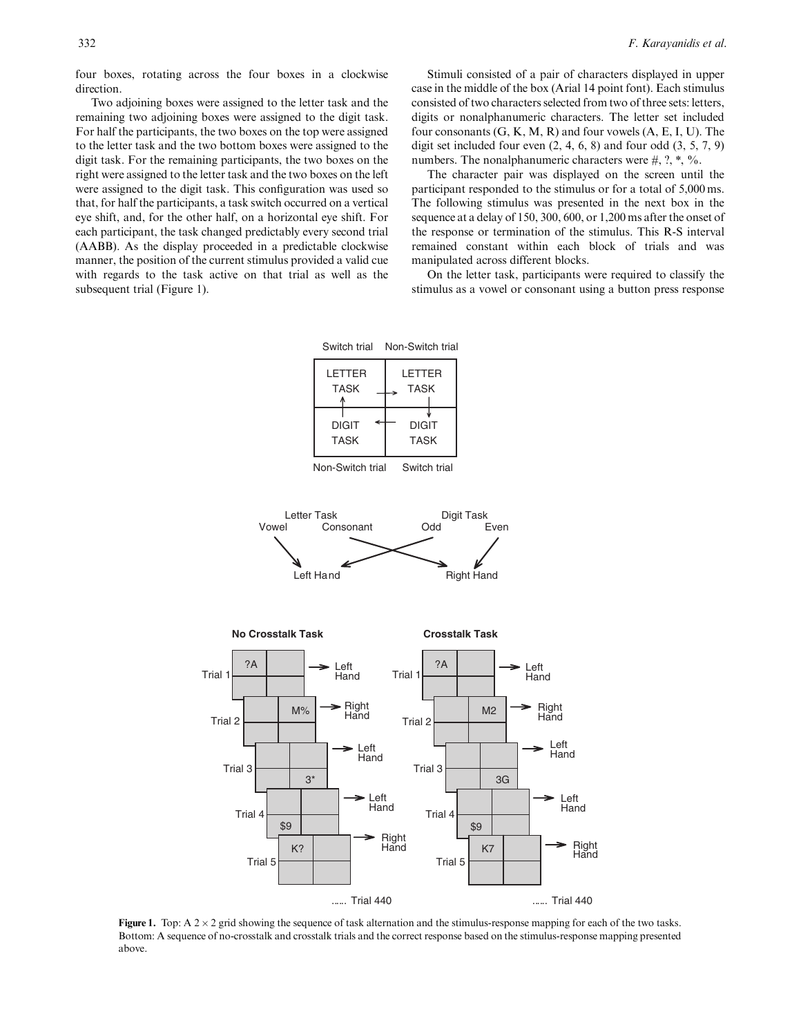four boxes, rotating across the four boxes in a clockwise direction.

Two adjoining boxes were assigned to the letter task and the remaining two adjoining boxes were assigned to the digit task. For half the participants, the two boxes on the top were assigned to the letter task and the two bottom boxes were assigned to the digit task. For the remaining participants, the two boxes on the right were assigned to the letter task and the two boxes on the left were assigned to the digit task. This configuration was used so that, for half the participants, a task switch occurred on a vertical eye shift, and, for the other half, on a horizontal eye shift. For each participant, the task changed predictably every second trial (AABB). As the display proceeded in a predictable clockwise manner, the position of the current stimulus provided a valid cue with regards to the task active on that trial as well as the subsequent trial (Figure 1).

Stimuli consisted of a pair of characters displayed in upper case in the middle of the box (Arial 14 point font). Each stimulus consisted of two characters selected from two of three sets: letters, digits or nonalphanumeric characters. The letter set included four consonants (G, K, M, R) and four vowels (A, E, I, U). The digit set included four even (2, 4, 6, 8) and four odd (3, 5, 7, 9) numbers. The nonalphanumeric characters were #, ?, *, %.

The character pair was displayed on the screen until the participant responded to the stimulus or for a total of 5,000 ms. The following stimulus was presented in the next box in the sequence at a delay of 150, 300, 600, or 1,200 ms after the onset of the response or termination of the stimulus. This R-S interval remained constant within each block of trials and was manipulated across different blocks.

On the letter task, participants were required to classify the stimulus as a vowel or consonant using a button press response

**Figure 1.** Top: A 2 × 2 grid showing the sequence of task alternation and the stimulus-response mapping for each of the two tasks. Bottom: A sequence of no-crosstalk and crosstalk trials and the correct response based on the stimulus-response mapping presented above.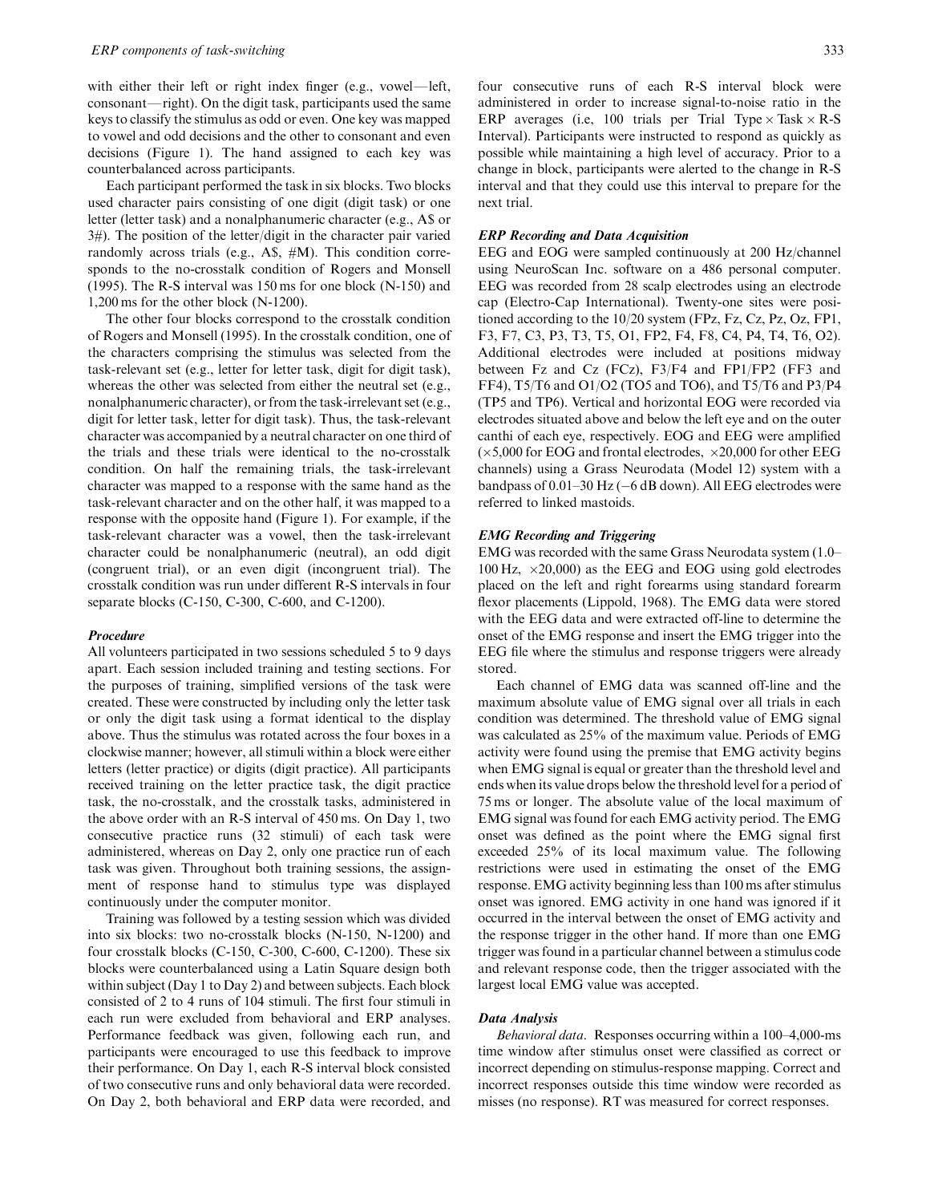with either their left or right index finger (e.g., vowel—left, consonant—right). On the digit task, participants used the same keys to classify the stimulus as odd or even. One key was mapped to vowel and odd decisions and the other to consonant and even decisions (Figure 1). The hand assigned to each key was counterbalanced across participants.

Each participant performed the task in six blocks. Two blocks used character pairs consisting of one digit (digit task) or one letter (letter task) and a nonalphanumeric character (e.g., A$ or 3#). The position of the letter/digit in the character pair varied randomly across trials (e.g., A$, #M). This condition corresponds to the no-crosstalk condition of Rogers and Monsell (1995). The R-S interval was 150 ms for one block (N-150) and 1,200 ms for the other block (N-1200).

The other four blocks correspond to the crosstalk condition of Rogers and Monsell (1995). In the crosstalk condition, one of the characters comprising the stimulus was selected from the task-relevant set (e.g., letter for letter task, digit for digit task), whereas the other was selected from either the neutral set (e.g., nonalphanumeric character), or from the task-irrelevant set (e.g., digit for letter task, letter for digit task). Thus, the task-relevant character was accompanied by a neutral character on one third of the trials and these trials were identical to the no-crosstalk condition. On half the remaining trials, the task-irrelevant character was mapped to a response with the same hand as the task-relevant character and on the other half, it was mapped to a response with the opposite hand (Figure 1). For example, if the task-relevant character was a vowel, then the task-irrelevant character could be nonalphanumeric (neutral), an odd digit (congruent trial), or an even digit (incongruent trial). The crosstalk condition was run under different R-S intervals in four separate blocks (C-150, C-300, C-600, and C-1200).

### *Procedure*

All volunteers participated in two sessions scheduled 5 to 9 days apart. Each session included training and testing sections. For the purposes of training, simplified versions of the task were created. These were constructed by including only the letter task or only the digit task using a format identical to the display above. Thus the stimulus was rotated across the four boxes in a clockwise manner; however, all stimuli within a block were either letters (letter practice) or digits (digit practice). All participants received training on the letter practice task, the digit practice task, the no-crosstalk, and the crosstalk tasks, administered in the above order with an R-S interval of 450 ms. On Day 1, two consecutive practice runs (32 stimuli) of each task were administered, whereas on Day 2, only one practice run of each task was given. Throughout both training sessions, the assignment of response hand to stimulus type was displayed continuously under the computer monitor.

Training was followed by a testing session which was divided into six blocks: two no-crosstalk blocks (N-150, N-1200) and four crosstalk blocks (C-150, C-300, C-600, C-1200). These six blocks were counterbalanced using a Latin Square design both within subject (Day 1 to Day 2) and between subjects. Each block consisted of 2 to 4 runs of 104 stimuli. The first four stimuli in each run were excluded from behavioral and ERP analyses. Performance feedback was given, following each run, and participants were encouraged to use this feedback to improve their performance. On Day 1, each R-S interval block consisted of two consecutive runs and only behavioral data were recorded. On Day 2, both behavioral and ERP data were recorded, and four consecutive runs of each R-S interval block were administered in order to increase signal-to-noise ratio in the ERP averages (i.e, 100 trials per Trial Type $\times$ Task $\times$ R-S Interval). Participants were instructed to respond as quickly as possible while maintaining a high level of accuracy. Prior to a change in block, participants were alerted to the change in R-S interval and that they could use this interval to prepare for the next trial.

### *ERP Recording and Data Acquisition*

EEG and EOG were sampled continuously at 200 Hz/channel using NeuroScan Inc. software on a 486 personal computer. EEG was recorded from 28 scalp electrodes using an electrode cap (Electro-Cap International). Twenty-one sites were positioned according to the 10/20 system (FPz, Fz, Cz, Pz, Oz, FP1, F3, F7, C3, P3, T3, T5, O1, FP2, F4, F8, C4, P4, T4, T6, O2). Additional electrodes were included at positions midway between Fz and Cz (FCz), F3/F4 and FP1/FP2 (FF3 and FF4), T5/T6 and O1/O2 (TO5 and TO6), and T5/T6 and P3/P4 (TP5 and TP6). Vertical and horizontal EOG were recorded via electrodes situated above and below the left eye and on the outer canthi of each eye, respectively. EOG and EEG were amplified ($\times$5,000 for EOG and frontal electrodes, $\times$20,000 for other EEG channels) using a Grass Neurodata (Model 12) system with a bandpass of 0.01–30 Hz (−6 dB down). All EEG electrodes were referred to linked mastoids.

### *EMG Recording and Triggering*

EMG was recorded with the same Grass Neurodata system (1.0–100 Hz, $\times$20,000) as the EEG and EOG using gold electrodes placed on the left and right forearms using standard forearm flexor placements (Lippold, 1968). The EMG data were stored with the EEG data and were extracted off-line to determine the onset of the EMG response and insert the EMG trigger into the EEG file where the stimulus and response triggers were already stored.

Each channel of EMG data was scanned off-line and the maximum absolute value of EMG signal over all trials in each condition was determined. The threshold value of EMG signal was calculated as 25% of the maximum value. Periods of EMG activity were found using the premise that EMG activity begins when EMG signal is equal or greater than the threshold level and ends when its value drops below the threshold level for a period of 75 ms or longer. The absolute value of the local maximum of EMG signal was found for each EMG activity period. The EMG onset was defined as the point where the EMG signal first exceeded 25% of its local maximum value. The following restrictions were used in estimating the onset of the EMG response. EMG activity beginning less than 100 ms after stimulus onset was ignored. EMG activity in one hand was ignored if it occurred in the interval between the onset of EMG activity and the response trigger in the other hand. If more than one EMG trigger was found in a particular channel between a stimulus code and relevant response code, then the trigger associated with the largest local EMG value was accepted.

### *Data Analysis*

*Behavioral data*. Responses occurring within a 100–4,000-ms time window after stimulus onset were classified as correct or incorrect depending on stimulus-response mapping. Correct and incorrect responses outside this time window were recorded as misses (no response). RT was measured for correct responses.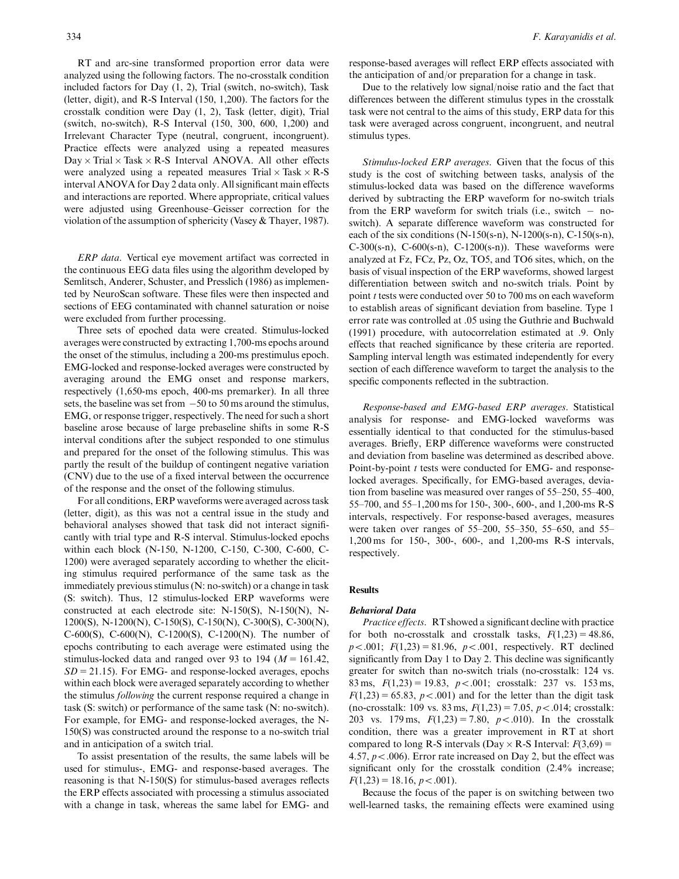RT and arc-sine transformed proportion error data were analyzed using the following factors. The no-crosstalk condition included factors for Day (1, 2), Trial (switch, no-switch), Task (letter, digit), and R-S Interval (150, 1,200). The factors for the crosstalk condition were Day (1, 2), Task (letter, digit), Trial (switch, no-switch), R-S Interval (150, 300, 600, 1,200) and Irrelevant Character Type (neutral, congruent, incongruent). Practice effects were analyzed using a repeated measures Day × Trial × Task × R-S Interval ANOVA. All other effects were analyzed using a repeated measures Trial × Task × R-S interval ANOVA for Day 2 data only. All significant main effects and interactions are reported. Where appropriate, critical values were adjusted using Greenhouse–Geisser correction for the violation of the assumption of sphericity (Vasey & Thayer, 1987).

*ERP data*. Vertical eye movement artifact was corrected in the continuous EEG data files using the algorithm developed by Semlitsch, Anderer, Schuster, and Presslich (1986) as implemented by NeuroScan software. These files were then inspected and sections of EEG contaminated with channel saturation or noise were excluded from further processing.

Three sets of epoched data were created. Stimulus-locked averages were constructed by extracting 1,700-ms epochs around the onset of the stimulus, including a 200-ms prestimulus epoch. EMG-locked and response-locked averages were constructed by averaging around the EMG onset and response markers, respectively (1,650-ms epoch, 400-ms premarker). In all three sets, the baseline was set from −50 to 50 ms around the stimulus, EMG, or response trigger, respectively. The need for such a short baseline arose because of large prebaseline shifts in some R-S interval conditions after the subject responded to one stimulus and prepared for the onset of the following stimulus. This was partly the result of the buildup of contingent negative variation (CNV) due to the use of a fixed interval between the occurrence of the response and the onset of the following stimulus.

For all conditions, ERP waveforms were averaged across task (letter, digit), as this was not a central issue in the study and behavioral analyses showed that task did not interact significantly with trial type and R-S interval. Stimulus-locked epochs within each block (N-150, N-1200, C-150, C-300, C-600, C-1200) were averaged separately according to whether the eliciting stimulus required performance of the same task as the immediately previous stimulus (N: no-switch) or a change in task (S: switch). Thus, 12 stimulus-locked ERP waveforms were constructed at each electrode site: N-150(S), N-150(N), N-1200(S), N-1200(N), C-150(S), C-150(N), C-300(S), C-300(N), C-600(S), C-600(N), C-1200(S), C-1200(N). The number of epochs contributing to each average were estimated using the stimulus-locked data and ranged over 93 to 194 ($M = 161.42$, $SD = 21.15$). For EMG- and response-locked averages, epochs within each block were averaged separately according to whether the stimulus *following* the current response required a change in task (S: switch) or performance of the same task (N: no-switch). For example, for EMG- and response-locked averages, the N-150(S) was constructed around the response to a no-switch trial and in anticipation of a switch trial.

To assist presentation of the results, the same labels will be used for stimulus-, EMG- and response-based averages. The reasoning is that N-150(S) for stimulus-based averages reflects the ERP effects associated with processing a stimulus associated with a change in task, whereas the same label for EMG- and response-based averages will reflect ERP effects associated with the anticipation of and/or preparation for a change in task.

Due to the relatively low signal/noise ratio and the fact that differences between the different stimulus types in the crosstalk task were not central to the aims of this study, ERP data for this task were averaged across congruent, incongruent, and neutral stimulus types.

*Stimulus-locked ERP averages*. Given that the focus of this study is the cost of switching between tasks, analysis of the stimulus-locked data was based on the difference waveforms derived by subtracting the ERP waveform for no-switch trials from the ERP waveform for switch trials (i.e., switch − no-switch). A separate difference waveform was constructed for each of the six conditions (N-150(s-n), N-1200(s-n), C-150(s-n), C-300(s-n), C-600(s-n), C-1200(s-n)). These waveforms were analyzed at Fz, FCz, Pz, Oz, TO5, and TO6 sites, which, on the basis of visual inspection of the ERP waveforms, showed largest differentiation between switch and no-switch trials. Point by point $t$ tests were conducted over 50 to 700 ms on each waveform to establish areas of significant deviation from baseline. Type 1 error rate was controlled at .05 using the Guthrie and Buchwald (1991) procedure, with autocorrelation estimated at .9. Only effects that reached significance by these criteria are reported. Sampling interval length was estimated independently for every section of each difference waveform to target the analysis to the specific components reflected in the subtraction.

*Response-based and EMG-based ERP averages*. Statistical analysis for response- and EMG-locked waveforms was essentially identical to that conducted for the stimulus-based averages. Briefly, ERP difference waveforms were constructed and deviation from baseline was determined as described above. Point-by-point $t$ tests were conducted for EMG- and response-locked averages. Specifically, for EMG-based averages, deviation from baseline was measured over ranges of 55–250, 55–400, 55–700, and 55–1,200 ms for 150-, 300-, 600-, and 1,200-ms R-S intervals, respectively. For response-based averages, measures were taken over ranges of 55–200, 55–350, 55–650, and 55–1,200 ms for 150-, 300-, 600-, and 1,200-ms R-S intervals, respectively.

## Results

### Behavioral Data

*Practice effects*. RT showed a significant decline with practice for both no-crosstalk and crosstalk tasks, $F(1,23) = 48.86$, $p < .001$; $F(1,23) = 81.96$, $p < .001$, respectively. RT declined significantly from Day 1 to Day 2. This decline was significantly greater for switch than no-switch trials (no-crosstalk: 124 vs. 83 ms, $F(1,23) = 19.83$, $p < .001$; crosstalk: 237 vs. 153 ms, $F(1,23) = 65.83$, $p < .001$) and for the letter than the digit task (no-crosstalk: 109 vs. 83 ms, $F(1,23) = 7.05$, $p < .014$; crosstalk: 203 vs. 179 ms, $F(1,23) = 7.80$, $p < .010$). In the crosstalk condition, there was a greater improvement in RT at short compared to long R-S intervals (Day × R-S Interval: $F(3,69) = 4.57$, $p < .006$). Error rate increased on Day 2, but the effect was significant only for the crosstalk condition (2.4% increase; $F(1,23) = 18.16$, $p < .001$).

Because the focus of the paper is on switching between two well-learned tasks, the remaining effects were examined using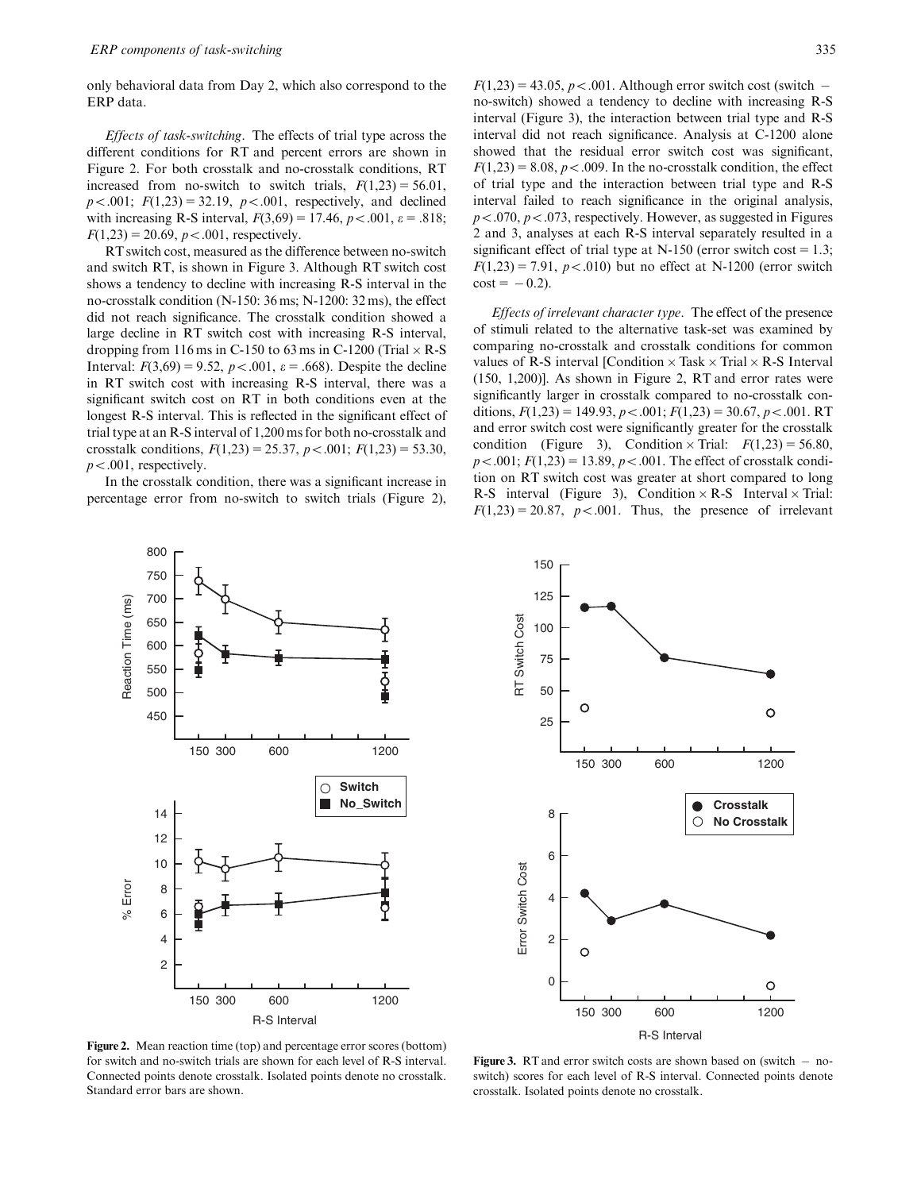only behavioral data from Day 2, which also correspond to the ERP data.

*Effects of task-switching*. The effects of trial type across the different conditions for RT and percent errors are shown in Figure 2. For both crosstalk and no-crosstalk conditions, RT increased from no-switch to switch trials, $F(1,23) = 56.01$, $p < .001$; $F(1,23) = 32.19$, $p < .001$, respectively, and declined with increasing R-S interval, $F(3,69) = 17.46$, $p < .001$, $\varepsilon = .818$; $F(1,23) = 20.69$, $p < .001$, respectively.

RT switch cost, measured as the difference between no-switch and switch RT, is shown in Figure 3. Although RT switch cost shows a tendency to decline with increasing R-S interval in the no-crosstalk condition (N-150: 36 ms; N-1200: 32 ms), the effect did not reach significance. The crosstalk condition showed a large decline in RT switch cost with increasing R-S interval, dropping from 116 ms in C-150 to 63 ms in C-1200 (Trial × R-S Interval: $F(3,69) = 9.52$, $p < .001$, $\varepsilon = .668$). Despite the decline in RT switch cost with increasing R-S interval, there was a significant switch cost on RT in both conditions even at the longest R-S interval. This is reflected in the significant effect of trial type at an R-S interval of 1,200 ms for both no-crosstalk and crosstalk conditions, $F(1,23) = 25.37$, $p < .001$; $F(1,23) = 53.30$, $p < .001$, respectively.

In the crosstalk condition, there was a significant increase in percentage error from no-switch to switch trials (Figure 2), $F(1,23) = 43.05$, $p < .001$. Although error switch cost (switch − no-switch) showed a tendency to decline with increasing R-S interval (Figure 3), the interaction between trial type and R-S interval did not reach significance. Analysis at C-1200 alone showed that the residual error switch cost was significant, $F(1,23) = 8.08$, $p < .009$. In the no-crosstalk condition, the effect of trial type and the interaction between trial type and R-S interval failed to reach significance in the original analysis, $p < .070$, $p < .073$, respectively. However, as suggested in Figures 2 and 3, analyses at each R-S interval separately resulted in a significant effect of trial type at N-150 (error switch cost = 1.3; $F(1,23) = 7.91$, $p < .010$) but no effect at N-1200 (error switch cost = −0.2).

*Effects of irrelevant character type*. The effect of the presence of stimuli related to the alternative task-set was examined by comparing no-crosstalk and crosstalk conditions for common values of R-S interval [Condition × Task × Trial × R-S Interval (150, 1,200)]. As shown in Figure 2, RT and error rates were significantly larger in crosstalk compared to no-crosstalk conditions, $F(1,23) = 149.93$, $p < .001$; $F(1,23) = 30.67$, $p < .001$. RT and error switch cost were significantly greater for the crosstalk condition (Figure 3), Condition × Trial: $F(1,23) = 56.80$, $p < .001$; $F(1,23) = 13.89$, $p < .001$. The effect of crosstalk condition on RT switch cost was greater at short compared to long R-S interval (Figure 3), Condition × R-S Interval × Trial: $F(1,23) = 20.87$, $p < .001$. Thus, the presence of irrelevant

**Figure 2.** Mean reaction time (top) and percentage error scores (bottom) for switch and no-switch trials are shown for each level of R-S interval. Connected points denote crosstalk. Isolated points denote no crosstalk. Standard error bars are shown.

**Figure 3.** RT and error switch costs are shown based on (switch − no-switch) scores for each level of R-S interval. Connected points denote crosstalk. Isolated points denote no crosstalk.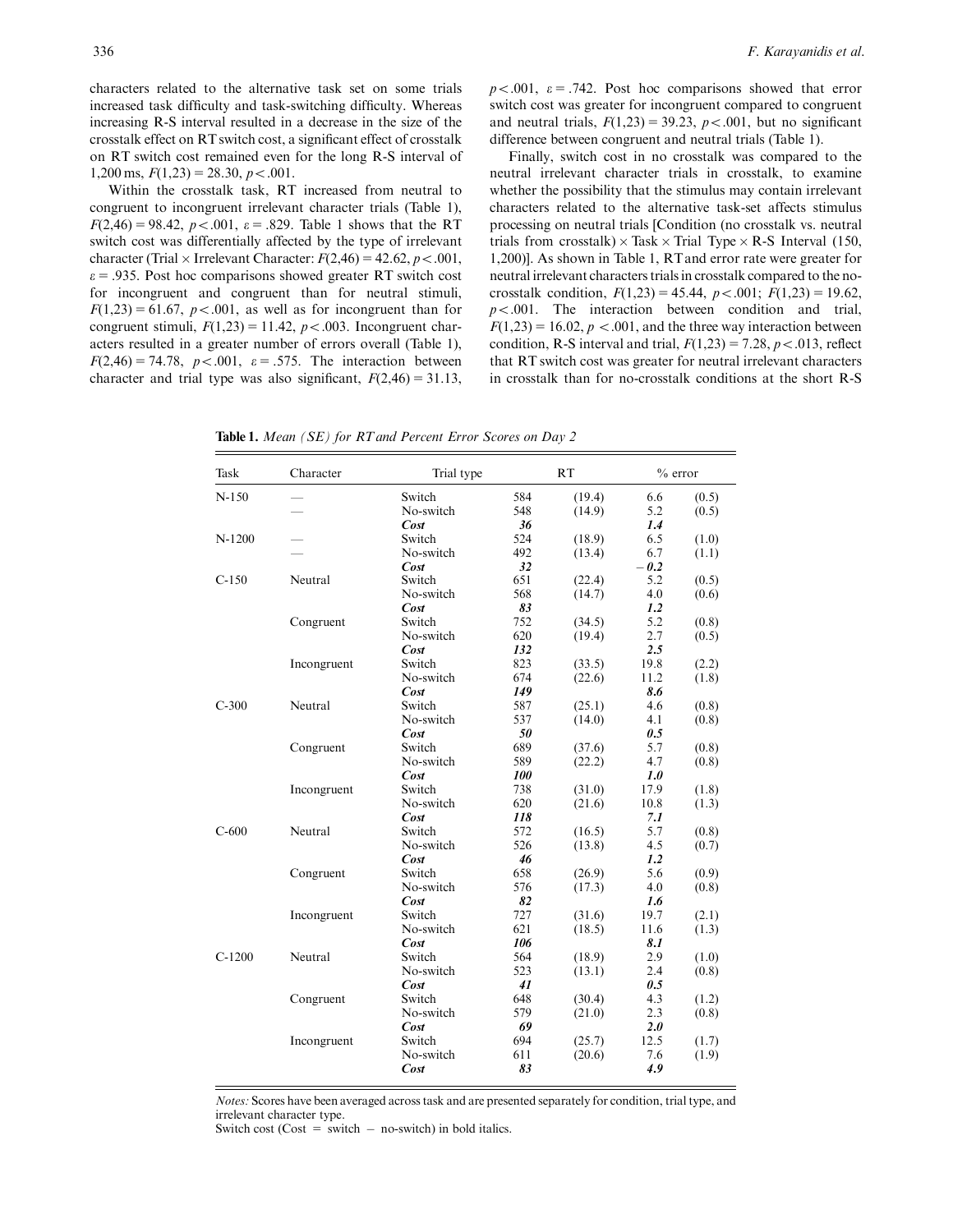characters related to the alternative task set on some trials increased task difficulty and task-switching difficulty. Whereas increasing R-S interval resulted in a decrease in the size of the crosstalk effect on RT switch cost, a significant effect of crosstalk on RT switch cost remained even for the long R-S interval of 1,200 ms, $F(1,23) = 28.30$, $p < .001$.

Within the crosstalk task, RT increased from neutral to congruent to incongruent irrelevant character trials (Table 1), $F(2,46) = 98.42$, $p < .001$, $\varepsilon = .829$. Table 1 shows that the RT switch cost was differentially affected by the type of irrelevant character (Trial × Irrelevant Character: $F(2,46) = 42.62$, $p < .001$, $\varepsilon = .935$. Post hoc comparisons showed greater RT switch cost for incongruent and congruent than for neutral stimuli, $F(1,23) = 61.67$, $p < .001$, as well as for incongruent than for congruent stimuli, $F(1,23) = 11.42$, $p < .003$. Incongruent characters resulted in a greater number of errors overall (Table 1), $F(2,46) = 74.78$, $p < .001$, $\varepsilon = .575$. The interaction between character and trial type was also significant, $F(2,46) = 31.13$, $p < .001$, $\varepsilon = .742$. Post hoc comparisons showed that error switch cost was greater for incongruent compared to congruent and neutral trials, $F(1,23) = 39.23$, $p < .001$, but no significant difference between congruent and neutral trials (Table 1).

Finally, switch cost in no crosstalk was compared to the neutral irrelevant character trials in crosstalk, to examine whether the possibility that the stimulus may contain irrelevant characters related to the alternative task-set affects stimulus processing on neutral trials [Condition (no crosstalk vs. neutral trials from crosstalk) × Task × Trial Type × R-S Interval (150, 1,200)]. As shown in Table 1, RT and error rate were greater for neutral irrelevant characters trials in crosstalk compared to the no-crosstalk condition, $F(1,23) = 45.44$, $p < .001$; $F(1,23) = 19.62$, $p < .001$. The interaction between condition and trial, $F(1,23) = 16.02$, $p < .001$, and the three way interaction between condition, R-S interval and trial, $F(1,23) = 7.28$, $p < .013$, reflect that RT switch cost was greater for neutral irrelevant characters in crosstalk than for no-crosstalk conditions at the short R-S

**Table 1.** *Mean (SE) for RT and Percent Error Scores on Day 2*

| Task | Character | Trial type | RT | | % error | |
|---|---|---|---|---|---|---|
| N-150 | — | Switch | 584 | (19.4) | 6.6 | (0.5) |
| | — | No-switch | 548 | (14.9) | 5.2 | (0.5) |
| | | ***Cost*** | ***36*** | | ***1.4*** | |
| N-1200 | — | Switch | 524 | (18.9) | 6.5 | (1.0) |
| | — | No-switch | 492 | (13.4) | 6.7 | (1.1) |
| | | ***Cost*** | ***32*** | | ***−0.2*** | |
| C-150 | Neutral | Switch | 651 | (22.4) | 5.2 | (0.5) |
| | | No-switch | 568 | (14.7) | 4.0 | (0.6) |
| | | ***Cost*** | ***83*** | | ***1.2*** | |
| | Congruent | Switch | 752 | (34.5) | 5.2 | (0.8) |
| | | No-switch | 620 | (19.4) | 2.7 | (0.5) |
| | | ***Cost*** | ***132*** | | ***2.5*** | |
| | Incongruent | Switch | 823 | (33.5) | 19.8 | (2.2) |
| | | No-switch | 674 | (22.6) | 11.2 | (1.8) |
| | | ***Cost*** | ***149*** | | ***8.6*** | |
| C-300 | Neutral | Switch | 587 | (25.1) | 4.6 | (0.8) |
| | | No-switch | 537 | (14.0) | 4.1 | (0.8) |
| | | ***Cost*** | ***50*** | | ***0.5*** | |
| | Congruent | Switch | 689 | (37.6) | 5.7 | (0.8) |
| | | No-switch | 589 | (22.2) | 4.7 | (0.8) |
| | | ***Cost*** | ***100*** | | ***1.0*** | |
| | Incongruent | Switch | 738 | (31.0) | 17.9 | (1.8) |
| | | No-switch | 620 | (21.6) | 10.8 | (1.3) |
| | | ***Cost*** | ***118*** | | ***7.1*** | |
| C-600 | Neutral | Switch | 572 | (16.5) | 5.7 | (0.8) |
| | | No-switch | 526 | (13.8) | 4.5 | (0.7) |
| | | ***Cost*** | ***46*** | | ***1.2*** | |
| | Congruent | Switch | 658 | (26.9) | 5.6 | (0.9) |
| | | No-switch | 576 | (17.3) | 4.0 | (0.8) |
| | | ***Cost*** | ***82*** | | ***1.6*** | |
| | Incongruent | Switch | 727 | (31.6) | 19.7 | (2.1) |
| | | No-switch | 621 | (18.5) | 11.6 | (1.3) |
| | | ***Cost*** | ***106*** | | ***8.1*** | |
| C-1200 | Neutral | Switch | 564 | (18.9) | 2.9 | (1.0) |
| | | No-switch | 523 | (13.1) | 2.4 | (0.8) |
| | | ***Cost*** | ***41*** | | ***0.5*** | |
| | Congruent | Switch | 648 | (30.4) | 4.3 | (1.2) |
| | | No-switch | 579 | (21.0) | 2.3 | (0.8) |
| | | ***Cost*** | ***69*** | | ***2.0*** | |
| | Incongruent | Switch | 694 | (25.7) | 12.5 | (1.7) |
| | | No-switch | 611 | (20.6) | 7.6 | (1.9) |
| | | ***Cost*** | ***83*** | | ***4.9*** | |

*Notes:* Scores have been averaged across task and are presented separately for condition, trial type, and irrelevant character type.
Switch cost (Cost = switch − no-switch) in bold italics.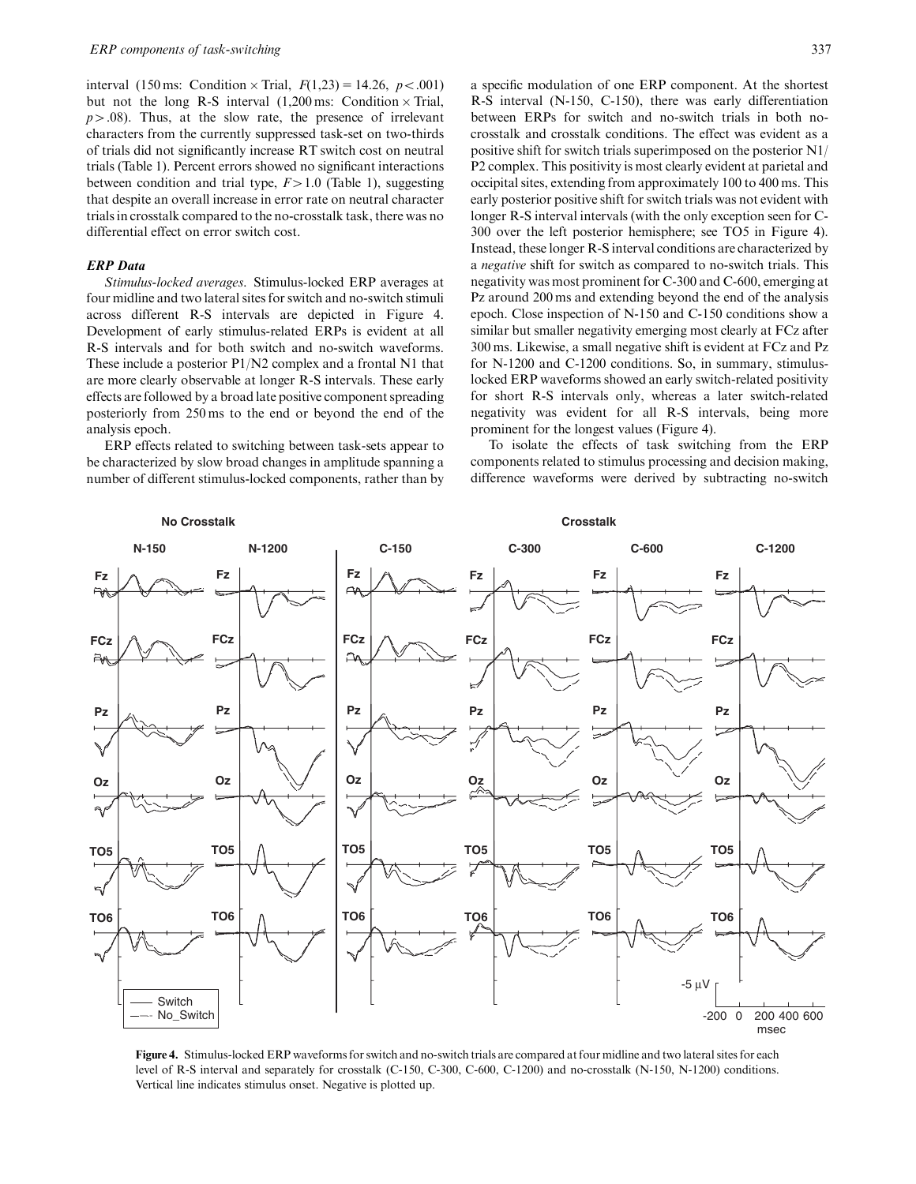interval (150 ms: Condition × Trial, $F(1,23) = 14.26$, $p < .001$) but not the long R-S interval (1,200 ms: Condition × Trial, $p > .08$). Thus, at the slow rate, the presence of irrelevant characters from the currently suppressed task-set on two-thirds of trials did not significantly increase RT switch cost on neutral trials (Table 1). Percent errors showed no significant interactions between condition and trial type, $F > 1.0$ (Table 1), suggesting that despite an overall increase in error rate on neutral character trials in crosstalk compared to the no-crosstalk task, there was no differential effect on error switch cost.

### *ERP Data*

*Stimulus-locked averages.* Stimulus-locked ERP averages at four midline and two lateral sites for switch and no-switch stimuli across different R-S intervals are depicted in Figure 4. Development of early stimulus-related ERPs is evident at all R-S intervals and for both switch and no-switch waveforms. These include a posterior P1/N2 complex and a frontal N1 that are more clearly observable at longer R-S intervals. These early effects are followed by a broad late positive component spreading posteriorly from 250 ms to the end or beyond the end of the analysis epoch.

ERP effects related to switching between task-sets appear to be characterized by slow broad changes in amplitude spanning a number of different stimulus-locked components, rather than by a specific modulation of one ERP component. At the shortest R-S interval (N-150, C-150), there was early differentiation between ERPs for switch and no-switch trials in both no-crosstalk and crosstalk conditions. The effect was evident as a positive shift for switch trials superimposed on the posterior N1/P2 complex. This positivity is most clearly evident at parietal and occipital sites, extending from approximately 100 to 400 ms. This early posterior positive shift for switch trials was not evident with longer R-S interval intervals (with the only exception seen for C-300 over the left posterior hemisphere; see TO5 in Figure 4). Instead, these longer R-S interval conditions are characterized by a *negative* shift for switch as compared to no-switch trials. This negativity was most prominent for C-300 and C-600, emerging at Pz around 200 ms and extending beyond the end of the analysis epoch. Close inspection of N-150 and C-150 conditions show a similar but smaller negativity emerging most clearly at FCz after 300 ms. Likewise, a small negative shift is evident at FCz and Pz for N-1200 and C-1200 conditions. So, in summary, stimulus-locked ERP waveforms showed an early switch-related positivity for short R-S intervals only, whereas a later switch-related negativity was evident for all R-S intervals, being more prominent for the longest values (Figure 4).

To isolate the effects of task switching from the ERP components related to stimulus processing and decision making, difference waveforms were derived by subtracting no-switch

**Figure 4.** Stimulus-locked ERP waveforms for switch and no-switch trials are compared at four midline and two lateral sites for each level of R-S interval and separately for crosstalk (C-150, C-300, C-600, C-1200) and no-crosstalk (N-150, N-1200) conditions. Vertical line indicates stimulus onset. Negative is plotted up.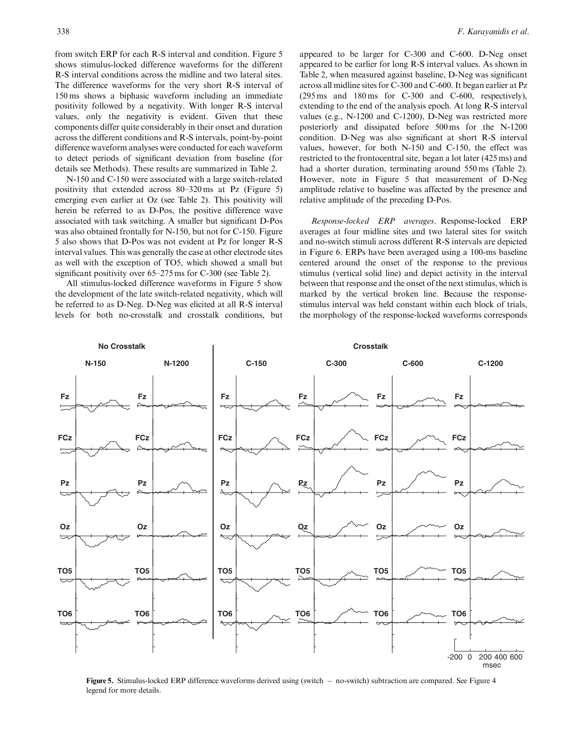from switch ERP for each R-S interval and condition. Figure 5 shows stimulus-locked difference waveforms for the different R-S interval conditions across the midline and two lateral sites. The difference waveforms for the very short R-S interval of 150 ms shows a biphasic waveform including an immediate positivity followed by a negativity. With longer R-S interval values, only the negativity is evident. Given that these components differ quite considerably in their onset and duration across the different conditions and R-S intervals, point-by-point difference waveform analyses were conducted for each waveform to detect periods of significant deviation from baseline (for details see Methods). These results are summarized in Table 2.

N-150 and C-150 were associated with a large switch-related positivity that extended across 80–320 ms at Pz (Figure 5) emerging even earlier at Oz (see Table 2). This positivity will herein be referred to as D-Pos, the positive difference wave associated with task switching. A smaller but significant D-Pos was also obtained frontally for N-150, but not for C-150. Figure 5 also shows that D-Pos was not evident at Pz for longer R-S interval values. This was generally the case at other electrode sites as well with the exception of TO5, which showed a small but significant positivity over 65–275 ms for C-300 (see Table 2).

All stimulus-locked difference waveforms in Figure 5 show the development of the late switch-related negativity, which will be referred to as D-Neg. D-Neg was elicited at all R-S interval levels for both no-crosstalk and crosstalk conditions, but appeared to be larger for C-300 and C-600. D-Neg onset appeared to be earlier for long R-S interval values. As shown in Table 2, when measured against baseline, D-Neg was significant across all midline sites for C-300 and C-600. It began earlier at Pz (295 ms and 180 ms for C-300 and C-600, respectively), extending to the end of the analysis epoch. At long R-S interval values (e.g., N-1200 and C-1200), D-Neg was restricted more posteriorly and dissipated before 500 ms for the N-1200 condition. D-Neg was also significant at short R-S interval values, however, for both N-150 and C-150, the effect was restricted to the frontocentral site, began a lot later (425 ms) and had a shorter duration, terminating around 550 ms (Table 2). However, note in Figure 5 that measurement of D-Neg amplitude relative to baseline was affected by the presence and relative amplitude of the preceding D-Pos.

*Response-locked ERP averages*. Response-locked ERP averages at four midline sites and two lateral sites for switch and no-switch stimuli across different R-S intervals are depicted in Figure 6. ERPs have been averaged using a 100-ms baseline centered around the onset of the response to the previous stimulus (vertical solid line) and depict activity in the interval between that response and the onset of the next stimulus, which is marked by the vertical broken line. Because the response-stimulus interval was held constant within each block of trials, the morphology of the response-locked waveforms corresponds

**Figure 5.** Stimulus-locked ERP difference waveforms derived using (switch − no-switch) subtraction are compared. See Figure 4 legend for more details.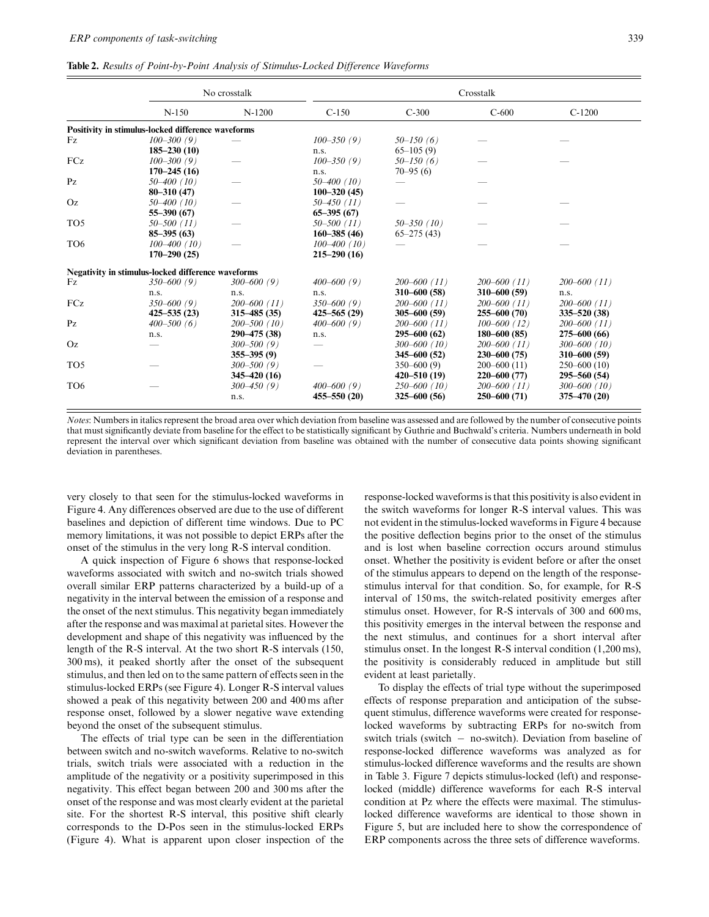**Table 2.** *Results of Point-by-Point Analysis of Stimulus-Locked Difference Waveforms*

| | No crosstalk | | Crosstalk | | | |
|---|---|---|---|---|---|---|
| | N-150 | N-1200 | C-150 | C-300 | C-600 | C-1200 |
| **Positivity in stimulus-locked difference waveforms** | | | | | | |
| Fz | *100–300 (9)* | — | *100–350 (9)* | *50–150 (6)* | — | — |
| | **185–230 (10)** | | n.s. | 65–105 (9) | | |
| FCz | *100–300 (9)* | — | *100–350 (9)* | *50–150 (6)* | — | — |
| | **170–245 (16)** | | n.s. | 70–95 (6) | | |
| Pz | *50–400 (10)* | — | *50–400 (10)* | — | — | |
| | **80–310 (47)** | | **100–320 (45)** | | | |
| Oz | *50–400 (10)* | — | *50–450 (11)* | — | — | — |
| | **55–390 (67)** | | **65–395 (67)** | | | |
| TO5 | *50–500 (11)* | — | *50–500 (11)* | *50–350 (10)* | — | — |
| | **85–395 (63)** | | **160–385 (46)** | 65–275 (43) | | |
| TO6 | *100–400 (10)* | — | *100–400 (10)* | — | — | — |
| | **170–290 (25)** | | **215–290 (16)** | | | |
| **Negativity in stimulus-locked difference waveforms** | | | | | | |
| Fz | *350–600 (9)* | *300–600 (9)* | *400–600 (9)* | *200–600 (11)* | *200–600 (11)* | *200–600 (11)* |
| | n.s. | n.s. | n.s. | **310–600 (58)** | **310–600 (59)** | n.s. |
| FCz | *350–600 (9)* | *200–600 (11)* | *350–600 (9)* | *200–600 (11)* | *200–600 (11)* | *200–600 (11)* |
| | **425–535 (23)** | **315–485 (35)** | **425–565 (29)** | **305–600 (59)** | **255–600 (70)** | **335–520 (38)** |
| Pz | *400–500 (6)* | *200–500 (10)* | *400–600 (9)* | *200–600 (11)* | *100–600 (12)* | *200–600 (11)* |
| | n.s. | **290–475 (38)** | n.s. | **295–600 (62)** | **180–600 (85)** | **275–600 (66)** |
| Oz | — | *300–500 (9)* | — | *300–600 (10)* | *200–600 (11)* | *300–600 (10)* |
| | | **355–395 (9)** | | **345–600 (52)** | **230–600 (75)** | **310–600 (59)** |
| TO5 | — | *300–500 (9)* | — | 350–600 (9) | 200–600 (11) | 250–600 (10) |
| | | **345–420 (16)** | | **420–510 (19)** | **220–600 (77)** | **295–560 (54)** |
| TO6 | — | *300–450 (9)* | *400–600 (9)* | *250–600 (10)* | *200–600 (11)* | *300–600 (10)* |
| | | n.s. | **455–550 (20)** | **325–600 (56)** | **250–600 (71)** | **375–470 (20)** |

*Notes*: Numbers in italics represent the broad area over which deviation from baseline was assessed and are followed by the number of consecutive points that must significantly deviate from baseline for the effect to be statistically significant by Guthrie and Buchwald's criteria. Numbers underneath in bold represent the interval over which significant deviation from baseline was obtained with the number of consecutive data points showing significant deviation in parentheses.

very closely to that seen for the stimulus-locked waveforms in Figure 4. Any differences observed are due to the use of different baselines and depiction of different time windows. Due to PC memory limitations, it was not possible to depict ERPs after the onset of the stimulus in the very long R-S interval condition.

A quick inspection of Figure 6 shows that response-locked waveforms associated with switch and no-switch trials showed overall similar ERP patterns characterized by a build-up of a negativity in the interval between the emission of a response and the onset of the next stimulus. This negativity began immediately after the response and was maximal at parietal sites. However the development and shape of this negativity was influenced by the length of the R-S interval. At the two short R-S intervals (150, 300 ms), it peaked shortly after the onset of the subsequent stimulus, and then led on to the same pattern of effects seen in the stimulus-locked ERPs (see Figure 4). Longer R-S interval values showed a peak of this negativity between 200 and 400 ms after response onset, followed by a slower negative wave extending beyond the onset of the subsequent stimulus.

The effects of trial type can be seen in the differentiation between switch and no-switch waveforms. Relative to no-switch trials, switch trials were associated with a reduction in the amplitude of the negativity or a positivity superimposed in this negativity. This effect began between 200 and 300 ms after the onset of the response and was most clearly evident at the parietal site. For the shortest R-S interval, this positive shift clearly corresponds to the D-Pos seen in the stimulus-locked ERPs (Figure 4). What is apparent upon closer inspection of the response-locked waveforms is that this positivity is also evident in the switch waveforms for longer R-S interval values. This was not evident in the stimulus-locked waveforms in Figure 4 because the positive deflection begins prior to the onset of the stimulus and is lost when baseline correction occurs around stimulus onset. Whether the positivity is evident before or after the onset of the stimulus appears to depend on the length of the response-stimulus interval for that condition. So, for example, for R-S interval of 150 ms, the switch-related positivity emerges after stimulus onset. However, for R-S intervals of 300 and 600 ms, this positivity emerges in the interval between the response and the next stimulus, and continues for a short interval after stimulus onset. In the longest R-S interval condition (1,200 ms), the positivity is considerably reduced in amplitude but still evident at least parietally.

To display the effects of trial type without the superimposed effects of response preparation and anticipation of the subsequent stimulus, difference waveforms were created for response-locked waveforms by subtracting ERPs for no-switch from switch trials (switch − no-switch). Deviation from baseline of response-locked difference waveforms was analyzed as for stimulus-locked difference waveforms and the results are shown in Table 3. Figure 7 depicts stimulus-locked (left) and response-locked (middle) difference waveforms for each R-S interval condition at Pz where the effects were maximal. The stimulus-locked difference waveforms are identical to those shown in Figure 5, but are included here to show the correspondence of ERP components across the three sets of difference waveforms.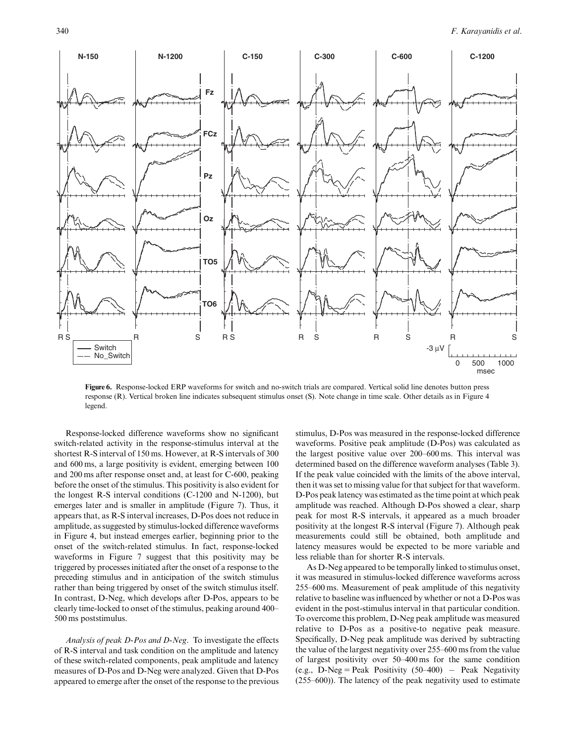**Figure 6.** Response-locked ERP waveforms for switch and no-switch trials are compared. Vertical solid line denotes button press response (R). Vertical broken line indicates subsequent stimulus onset (S). Note change in time scale. Other details as in Figure 4 legend.

Response-locked difference waveforms show no significant switch-related activity in the response-stimulus interval at the shortest R-S interval of 150 ms. However, at R-S intervals of 300 and 600 ms, a large positivity is evident, emerging between 100 and 200 ms after response onset and, at least for C-600, peaking before the onset of the stimulus. This positivity is also evident for the longest R-S interval conditions (C-1200 and N-1200), but emerges later and is smaller in amplitude (Figure 7). Thus, it appears that, as R-S interval increases, D-Pos does not reduce in amplitude, as suggested by stimulus-locked difference waveforms in Figure 4, but instead emerges earlier, beginning prior to the onset of the switch-related stimulus. In fact, response-locked waveforms in Figure 7 suggest that this positivity may be triggered by processes initiated after the onset of a response to the preceding stimulus and in anticipation of the switch stimulus rather than being triggered by onset of the switch stimulus itself. In contrast, D-Neg, which develops after D-Pos, appears to be clearly time-locked to onset of the stimulus, peaking around 400–500 ms poststimulus.

*Analysis of peak D-Pos and D-Neg.* To investigate the effects of R-S interval and task condition on the amplitude and latency of these switch-related components, peak amplitude and latency measures of D-Pos and D-Neg were analyzed. Given that D-Pos appeared to emerge after the onset of the response to the previous stimulus, D-Pos was measured in the response-locked difference waveforms. Positive peak amplitude (D-Pos) was calculated as the largest positive value over 200–600 ms. This interval was determined based on the difference waveform analyses (Table 3). If the peak value coincided with the limits of the above interval, then it was set to missing value for that subject for that waveform. D-Pos peak latency was estimated as the time point at which peak amplitude was reached. Although D-Pos showed a clear, sharp peak for most R-S intervals, it appeared as a much broader positivity at the longest R-S interval (Figure 7). Although peak measurements could still be obtained, both amplitude and latency measures would be expected to be more variable and less reliable than for shorter R-S intervals.

As D-Neg appeared to be temporally linked to stimulus onset, it was measured in stimulus-locked difference waveforms across 255–600 ms. Measurement of peak amplitude of this negativity relative to baseline was influenced by whether or not a D-Pos was evident in the post-stimulus interval in that particular condition. To overcome this problem, D-Neg peak amplitude was measured relative to D-Pos as a positive-to negative peak measure. Specifically, D-Neg peak amplitude was derived by subtracting the value of the largest negativity over 255–600 ms from the value of largest positivity over 50–400 ms for the same condition (e.g., D-Neg = Peak Positivity (50–400) − Peak Negativity (255–600)). The latency of the peak negativity used to estimate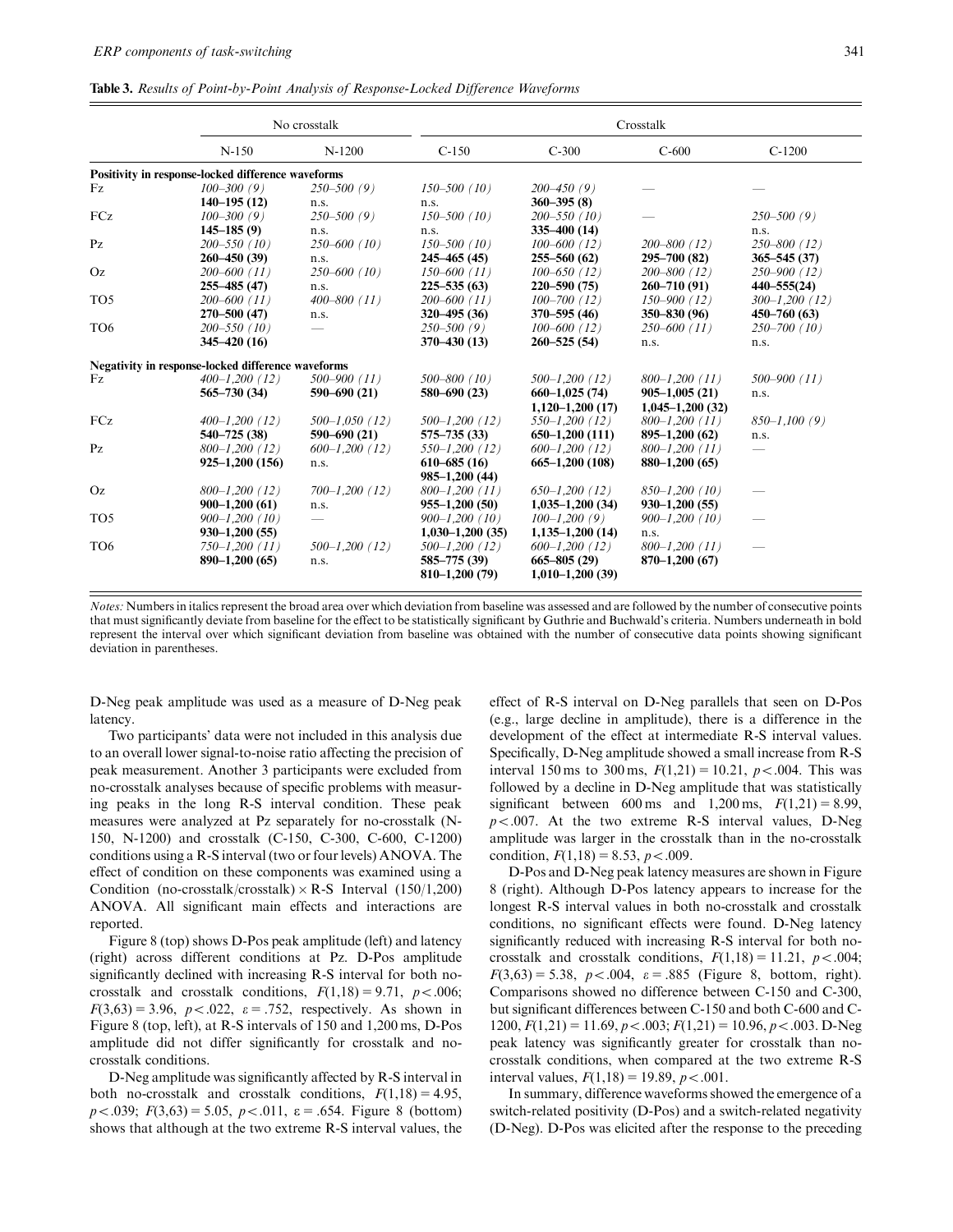**Table 3.** *Results of Point-by-Point Analysis of Response-Locked Difference Waveforms*

| | No crosstalk | | Crosstalk | | | |
|---|---|---|---|---|---|---|
| | N-150 | N-1200 | C-150 | C-300 | C-600 | C-1200 |
| **Positivity in response-locked difference waveforms** | | | | | | |
| Fz | *100–300 (9)*<br>**140–195 (12)** | *250–500 (9)*<br>n.s. | *150–500 (10)*<br>n.s. | *200–450 (9)*<br>**360–395 (8)** | — | — |
| FCz | *100–300 (9)*<br>**145–185 (9)** | *250–500 (9)*<br>n.s. | *150–500 (10)*<br>n.s. | *200–550 (10)*<br>**335–400 (14)** | — | *250–500 (9)*<br>n.s. |
| Pz | *200–550 (10)*<br>**260–450 (39)** | *250–600 (10)*<br>n.s. | *150–500 (10)*<br>**245–465 (45)** | *100–600 (12)*<br>**255–560 (62)** | *200–800 (12)*<br>**295–700 (82)** | *250–800 (12)*<br>**365–545 (37)** |
| Oz | *200–600 (11)*<br>**255–485 (47)** | *250–600 (10)*<br>n.s. | *150–600 (11)*<br>**225–535 (63)** | *100–650 (12)*<br>**220–590 (75)** | *200–800 (12)*<br>**260–710 (91)** | *250–900 (12)*<br>**440–555(24)** |
| TO5 | *200–600 (11)*<br>**270–500 (47)** | *400–800 (11)*<br>n.s. | *200–600 (11)*<br>**320–495 (36)** | *100–700 (12)*<br>**370–595 (46)** | *150–900 (12)*<br>**350–830 (96)** | *300–1,200 (12)*<br>**450–760 (63)** |
| TO6 | *200–550 (10)*<br>**345–420 (16)** | — | *250–500 (9)*<br>**370–430 (13)** | *100–600 (12)*<br>**260–525 (54)** | *250–600 (11)*<br>n.s. | *250–700 (10)*<br>n.s. |
| **Negativity in response-locked difference waveforms** | | | | | | |
| Fz | *400–1,200 (12)*<br>**565–730 (34)** | *500–900 (11)*<br>**590–690 (21)** | *500–800 (10)*<br>**580–690 (23)** | *500–1,200 (12)*<br>**660–1,025 (74)**<br>**1,120–1,200 (17)** | *800–1,200 (11)*<br>**905–1,005 (21)**<br>**1,045–1,200 (32)** | *500–900 (11)*<br>n.s. |
| FCz | *400–1,200 (12)*<br>**540–725 (38)** | *500–1,050 (12)*<br>**590–690 (21)** | *500–1,200 (12)*<br>**575–735 (33)** | *550–1,200 (12)*<br>**650–1,200 (111)** | *800–1,200 (11)*<br>**895–1,200 (62)** | *850–1,100 (9)*<br>n.s. |
| Pz | *800–1,200 (12)*<br>**925–1,200 (156)** | *600–1,200 (12)*<br>n.s. | *550–1,200 (12)*<br>**610–685 (16)**<br>**985–1,200 (44)** | *600–1,200 (12)*<br>**665–1,200 (108)** | *800–1,200 (11)*<br>**880–1,200 (65)** | — |
| Oz | *800–1,200 (12)*<br>**900–1,200 (61)** | *700–1,200 (12)*<br>n.s. | *800–1,200 (11)*<br>**955–1,200 (50)** | *650–1,200 (12)*<br>**1,035–1,200 (34)** | *850–1,200 (10)*<br>**930–1,200 (55)** | — |
| TO5 | *900–1,200 (10)*<br>**930–1,200 (55)** | — | *900–1,200 (10)*<br>**1,030–1,200 (35)** | *100–1,200 (9)*<br>**1,135–1,200 (14)** | *900–1,200 (10)*<br>n.s. | — |
| TO6 | *750–1,200 (11)*<br>**890–1,200 (65)** | *500–1,200 (12)*<br>n.s. | *500–1,200 (12)*<br>**585–775 (39)**<br>**810–1,200 (79)** | *600–1,200 (12)*<br>**665–805 (29)**<br>**1,010–1,200 (39)** | *800–1,200 (11)*<br>**870–1,200 (67)** | — |

*Notes:* Numbers in italics represent the broad area over which deviation from baseline was assessed and are followed by the number of consecutive points that must significantly deviate from baseline for the effect to be statistically significant by Guthrie and Buchwald's criteria. Numbers underneath in bold represent the interval over which significant deviation from baseline was obtained with the number of consecutive data points showing significant deviation in parentheses.

D-Neg peak amplitude was used as a measure of D-Neg peak latency.

Two participants' data were not included in this analysis due to an overall lower signal-to-noise ratio affecting the precision of peak measurement. Another 3 participants were excluded from no-crosstalk analyses because of specific problems with measuring peaks in the long R-S interval condition. These peak measures were analyzed at Pz separately for no-crosstalk (N-150, N-1200) and crosstalk (C-150, C-300, C-600, C-1200) conditions using a R-S interval (two or four levels) ANOVA. The effect of condition on these components was examined using a Condition (no-crosstalk/crosstalk) × R-S Interval (150/1,200) ANOVA. All significant main effects and interactions are reported.

Figure 8 (top) shows D-Pos peak amplitude (left) and latency (right) across different conditions at Pz. D-Pos amplitude significantly declined with increasing R-S interval for both no-crosstalk and crosstalk conditions, $F(1,18) = 9.71$, $p < .006$; $F(3,63) = 3.96$, $p < .022$, $\varepsilon = .752$, respectively. As shown in Figure 8 (top, left), at R-S intervals of 150 and 1,200 ms, D-Pos amplitude did not differ significantly for crosstalk and no-crosstalk conditions.

D-Neg amplitude was significantly affected by R-S interval in both no-crosstalk and crosstalk conditions, $F(1,18) = 4.95$, $p < .039$; $F(3,63) = 5.05$, $p < .011$, $\varepsilon = .654$. Figure 8 (bottom) shows that although at the two extreme R-S interval values, the effect of R-S interval on D-Neg parallels that seen on D-Pos (e.g., large decline in amplitude), there is a difference in the development of the effect at intermediate R-S interval values. Specifically, D-Neg amplitude showed a small increase from R-S interval 150 ms to 300 ms, $F(1,21) = 10.21$, $p < .004$. This was followed by a decline in D-Neg amplitude that was statistically significant between 600 ms and 1,200 ms, $F(1,21) = 8.99$, $p < .007$. At the two extreme R-S interval values, D-Neg amplitude was larger in the crosstalk than in the no-crosstalk condition, $F(1,18) = 8.53$, $p < .009$.

D-Pos and D-Neg peak latency measures are shown in Figure 8 (right). Although D-Pos latency appears to increase for the longest R-S interval values in both no-crosstalk and crosstalk conditions, no significant effects were found. D-Neg latency significantly reduced with increasing R-S interval for both no-crosstalk and crosstalk conditions, $F(1,18) = 11.21$, $p < .004$; $F(3,63) = 5.38$, $p < .004$, $\varepsilon = .885$ (Figure 8, bottom, right). Comparisons showed no difference between C-150 and C-300, but significant differences between C-150 and both C-600 and C-1200, $F(1,21) = 11.69$, $p < .003$; $F(1,21) = 10.96$, $p < .003$. D-Neg peak latency was significantly greater for crosstalk than no-crosstalk conditions, when compared at the two extreme R-S interval values, $F(1,18) = 19.89$, $p < .001$.

In summary, difference waveforms showed the emergence of a switch-related positivity (D-Pos) and a switch-related negativity (D-Neg). D-Pos was elicited after the response to the preceding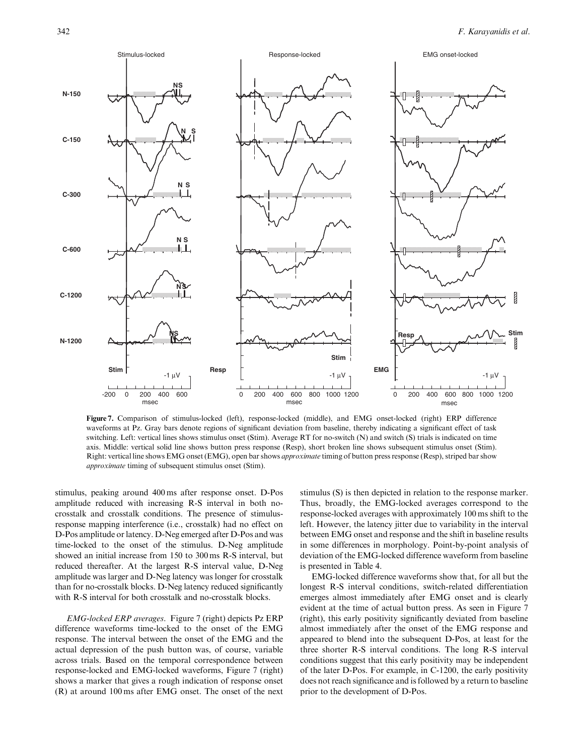Figure 7. Comparison of stimulus-locked (left), response-locked (middle), and EMG onset-locked (right) ERP difference waveforms at Pz. Gray bars denote regions of significant deviation from baseline, thereby indicating a significant effect of task switching. Left: vertical lines shows stimulus onset (Stim). Average RT for no-switch (N) and switch (S) trials is indicated on time axis. Middle: vertical solid line shows button press response (Resp), short broken line shows subsequent stimulus onset (Stim). Right: vertical line shows EMG onset (EMG), open bar shows *approximate* timing of button press response (Resp), striped bar show *approximate* timing of subsequent stimulus onset (Stim).

stimulus, peaking around 400 ms after response onset. D-Pos amplitude reduced with increasing R-S interval in both no-crosstalk and crosstalk conditions. The presence of stimulus-response mapping interference (i.e., crosstalk) had no effect on D-Pos amplitude or latency. D-Neg emerged after D-Pos and was time-locked to the onset of the stimulus. D-Neg amplitude showed an initial increase from 150 to 300 ms R-S interval, but reduced thereafter. At the largest R-S interval value, D-Neg amplitude was larger and D-Neg latency was longer for crosstalk than for no-crosstalk blocks. D-Neg latency reduced significantly with R-S interval for both crosstalk and no-crosstalk blocks.

*EMG-locked ERP averages.* Figure 7 (right) depicts Pz ERP difference waveforms time-locked to the onset of the EMG response. The interval between the onset of the EMG and the actual depression of the push button was, of course, variable across trials. Based on the temporal correspondence between response-locked and EMG-locked waveforms, Figure 7 (right) shows a marker that gives a rough indication of response onset (R) at around 100 ms after EMG onset. The onset of the next stimulus (S) is then depicted in relation to the response marker. Thus, broadly, the EMG-locked averages correspond to the response-locked averages with approximately 100 ms shift to the left. However, the latency jitter due to variability in the interval between EMG onset and response and the shift in baseline results in some differences in morphology. Point-by-point analysis of deviation of the EMG-locked difference waveform from baseline is presented in Table 4.

EMG-locked difference waveforms show that, for all but the longest R-S interval conditions, switch-related differentiation emerges almost immediately after EMG onset and is clearly evident at the time of actual button press. As seen in Figure 7 (right), this early positivity significantly deviated from baseline almost immediately after the onset of the EMG response and appeared to blend into the subsequent D-Pos, at least for the three shorter R-S interval conditions. The long R-S interval conditions suggest that this early positivity may be independent of the later D-Pos. For example, in C-1200, the early positivity does not reach significance and is followed by a return to baseline prior to the development of D-Pos.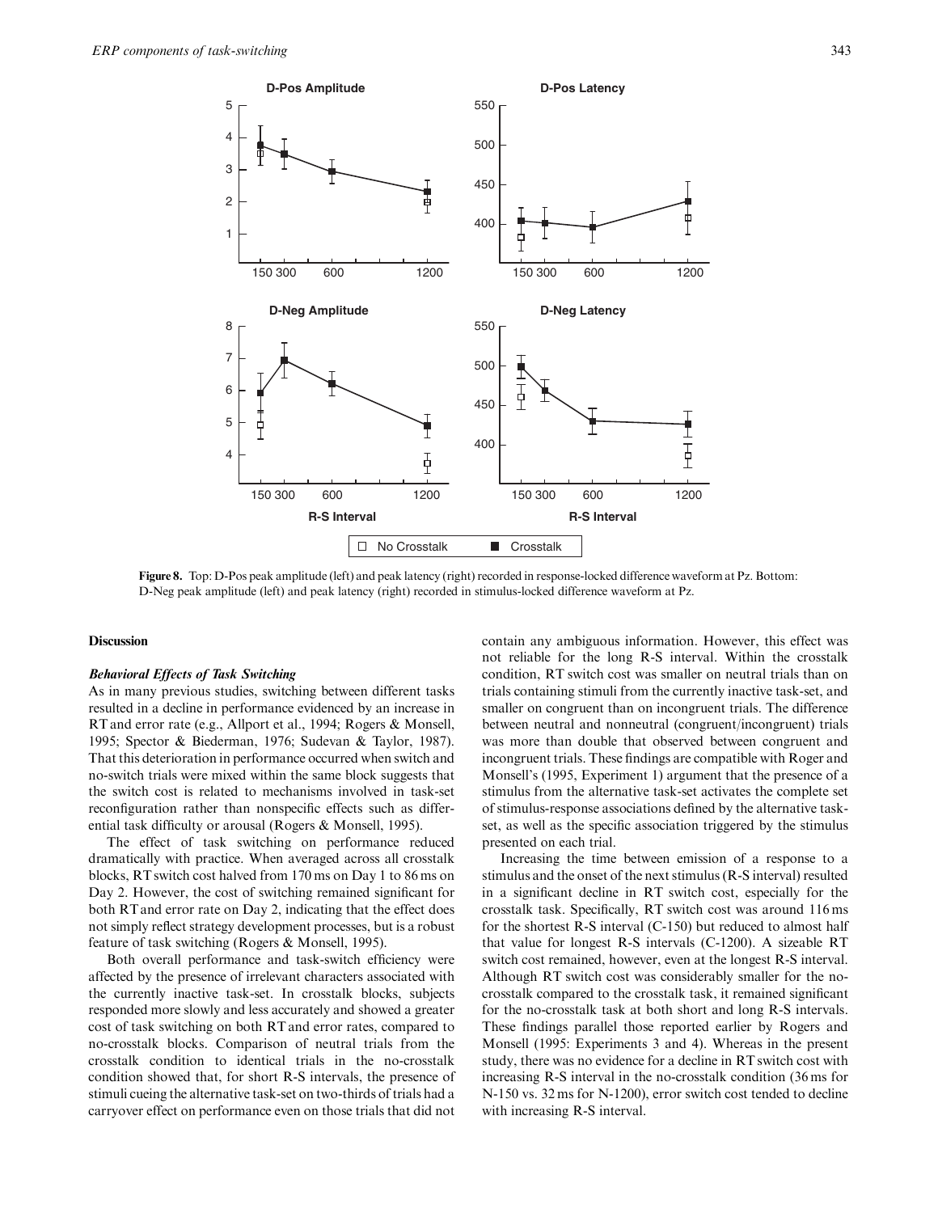**Figure 8.** Top: D-Pos peak amplitude (left) and peak latency (right) recorded in response-locked difference waveform at Pz. Bottom: D-Neg peak amplitude (left) and peak latency (right) recorded in stimulus-locked difference waveform at Pz.

## Discussion

### *Behavioral Effects of Task Switching*

As in many previous studies, switching between different tasks resulted in a decline in performance evidenced by an increase in RT and error rate (e.g., Allport et al., 1994; Rogers & Monsell, 1995; Spector & Biederman, 1976; Sudevan & Taylor, 1987). That this deterioration in performance occurred when switch and no-switch trials were mixed within the same block suggests that the switch cost is related to mechanisms involved in task-set reconfiguration rather than nonspecific effects such as differential task difficulty or arousal (Rogers & Monsell, 1995).

The effect of task switching on performance reduced dramatically with practice. When averaged across all crosstalk blocks, RT switch cost halved from 170 ms on Day 1 to 86 ms on Day 2. However, the cost of switching remained significant for both RT and error rate on Day 2, indicating that the effect does not simply reflect strategy development processes, but is a robust feature of task switching (Rogers & Monsell, 1995).

Both overall performance and task-switch efficiency were affected by the presence of irrelevant characters associated with the currently inactive task-set. In crosstalk blocks, subjects responded more slowly and less accurately and showed a greater cost of task switching on both RT and error rates, compared to no-crosstalk blocks. Comparison of neutral trials from the crosstalk condition to identical trials in the no-crosstalk condition showed that, for short R-S intervals, the presence of stimuli cueing the alternative task-set on two-thirds of trials had a carryover effect on performance even on those trials that did not contain any ambiguous information. However, this effect was not reliable for the long R-S interval. Within the crosstalk condition, RT switch cost was smaller on neutral trials than on trials containing stimuli from the currently inactive task-set, and smaller on congruent than on incongruent trials. The difference between neutral and nonneutral (congruent/incongruent) trials was more than double that observed between congruent and incongruent trials. These findings are compatible with Roger and Monsell's (1995, Experiment 1) argument that the presence of a stimulus from the alternative task-set activates the complete set of stimulus-response associations defined by the alternative task-set, as well as the specific association triggered by the stimulus presented on each trial.

Increasing the time between emission of a response to a stimulus and the onset of the next stimulus (R-S interval) resulted in a significant decline in RT switch cost, especially for the crosstalk task. Specifically, RT switch cost was around 116 ms for the shortest R-S interval (C-150) but reduced to almost half that value for longest R-S intervals (C-1200). A sizeable RT switch cost remained, however, even at the longest R-S interval. Although RT switch cost was considerably smaller for the no-crosstalk compared to the crosstalk task, it remained significant for the no-crosstalk task at both short and long R-S intervals. These findings parallel those reported earlier by Rogers and Monsell (1995: Experiments 3 and 4). Whereas in the present study, there was no evidence for a decline in RT switch cost with increasing R-S interval in the no-crosstalk condition (36 ms for N-150 vs. 32 ms for N-1200), error switch cost tended to decline with increasing R-S interval.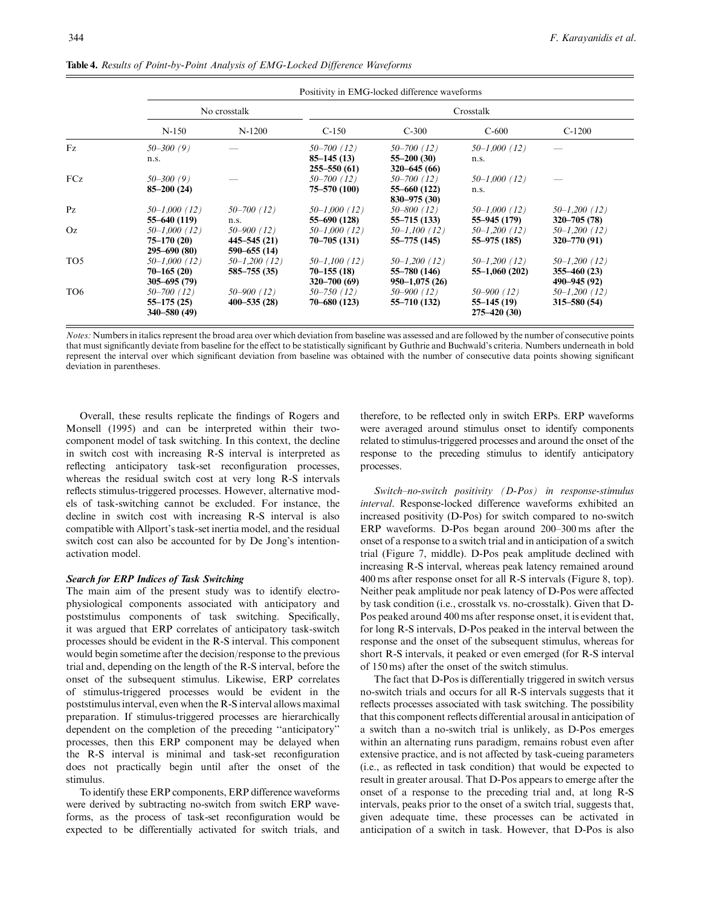**Table 4.** *Results of Point-by-Point Analysis of EMG-Locked Difference Waveforms*

| | Positivity in EMG-locked difference waveforms | | | | | |
|---|---|---|---|---|---|---|
| | No crosstalk | | Crosstalk | | | |
| | N-150 | N-1200 | C-150 | C-300 | C-600 | C-1200 |
| Fz | *50–300 (9)*<br>n.s. | — | *50–700 (12)*<br>**85–145 (13)**<br>**255–550 (61)** | *50–700 (12)*<br>**55–200 (30)**<br>**320–645 (66)** | *50–1,000 (12)*<br>n.s. | — |
| FCz | *50–300 (9)*<br>**85–200 (24)** | — | *50–700 (12)*<br>**75–570 (100)** | *50–700 (12)*<br>**55–660 (122)**<br>**830–975 (30)** | *50–1,000 (12)*<br>n.s. | — |
| Pz | *50–1,000 (12)*<br>**55–640 (119)** | *50–700 (12)*<br>n.s. | *50–1,000 (12)*<br>**55–690 (128)** | *50–800 (12)*<br>**55–715 (133)** | *50–1,000 (12)*<br>**55–945 (179)** | *50–1,200 (12)*<br>**320–705 (78)** |
| Oz | *50–1,000 (12)*<br>**75–170 (20)**<br>**295–690 (80)** | *50–900 (12)*<br>**445–545 (21)**<br>**590–655 (14)** | *50–1,000 (12)*<br>**70–705 (131)** | *50–1,100 (12)*<br>**55–775 (145)** | *50–1,200 (12)*<br>**55–975 (185)** | *50–1,200 (12)*<br>**320–770 (91)** |
| TO5 | *50–1,000 (12)*<br>**70–165 (20)**<br>**305–695 (79)** | *50–1,200 (12)*<br>**585–755 (35)** | *50–1,100 (12)*<br>**70–155 (18)**<br>**320–700 (69)** | *50–1,200 (12)*<br>**55–780 (146)**<br>**950–1,075 (26)** | *50–1,200 (12)*<br>**55–1,060 (202)** | *50–1,200 (12)*<br>**355–460 (23)**<br>**490–945 (92)** |
| TO6 | *50–700 (12)*<br>**55–175 (25)**<br>**340–580 (49)** | *50–900 (12)*<br>**400–535 (28)** | *50–750 (12)*<br>**70–680 (123)** | *50–900 (12)*<br>**55–710 (132)** | *50–900 (12)*<br>**55–145 (19)**<br>**275–420 (30)** | *50–1,200 (12)*<br>**315–580 (54)** |

*Notes:* Numbers in italics represent the broad area over which deviation from baseline was assessed and are followed by the number of consecutive points that must significantly deviate from baseline for the effect to be statistically significant by Guthrie and Buchwald's criteria. Numbers underneath in bold represent the interval over which significant deviation from baseline was obtained with the number of consecutive data points showing significant deviation in parentheses.

Overall, these results replicate the findings of Rogers and Monsell (1995) and can be interpreted within their two-component model of task switching. In this context, the decline in switch cost with increasing R-S interval is interpreted as reflecting anticipatory task-set reconfiguration processes, whereas the residual switch cost at very long R-S intervals reflects stimulus-triggered processes. However, alternative models of task-switching cannot be excluded. For instance, the decline in switch cost with increasing R-S interval is also compatible with Allport's task-set inertia model, and the residual switch cost can also be accounted for by De Jong's intention-activation model.

### Search for ERP Indices of Task Switching

The main aim of the present study was to identify electrophysiological components associated with anticipatory and poststimulus components of task switching. Specifically, it was argued that ERP correlates of anticipatory task-switch processes should be evident in the R-S interval. This component would begin sometime after the decision/response to the previous trial and, depending on the length of the R-S interval, before the onset of the subsequent stimulus. Likewise, ERP correlates of stimulus-triggered processes would be evident in the poststimulus interval, even when the R-S interval allows maximal preparation. If stimulus-triggered processes are hierarchically dependent on the completion of the preceding "anticipatory" processes, then this ERP component may be delayed when the R-S interval is minimal and task-set reconfiguration does not practically begin until after the onset of the stimulus.

To identify these ERP components, ERP difference waveforms were derived by subtracting no-switch from switch ERP waveforms, as the process of task-set reconfiguration would be expected to be differentially activated for switch trials, and therefore, to be reflected only in switch ERPs. ERP waveforms were averaged around stimulus onset to identify components related to stimulus-triggered processes and around the onset of the response to the preceding stimulus to identify anticipatory processes.

*Switch–no-switch positivity (D-Pos) in response-stimulus interval.* Response-locked difference waveforms exhibited an increased positivity (D-Pos) for switch compared to no-switch ERP waveforms. D-Pos began around 200–300 ms after the onset of a response to a switch trial and in anticipation of a switch trial (Figure 7, middle). D-Pos peak amplitude declined with increasing R-S interval, whereas peak latency remained around 400 ms after response onset for all R-S intervals (Figure 8, top). Neither peak amplitude nor peak latency of D-Pos were affected by task condition (i.e., crosstalk vs. no-crosstalk). Given that D-Pos peaked around 400 ms after response onset, it is evident that, for long R-S intervals, D-Pos peaked in the interval between the response and the onset of the subsequent stimulus, whereas for short R-S intervals, it peaked or even emerged (for R-S interval of 150 ms) after the onset of the switch stimulus.

The fact that D-Pos is differentially triggered in switch versus no-switch trials and occurs for all R-S intervals suggests that it reflects processes associated with task switching. The possibility that this component reflects differential arousal in anticipation of a switch than a no-switch trial is unlikely, as D-Pos emerges within an alternating runs paradigm, remains robust even after extensive practice, and is not affected by task-cueing parameters (i.e., as reflected in task condition) that would be expected to result in greater arousal. That D-Pos appears to emerge after the onset of a response to the preceding trial and, at long R-S intervals, peaks prior to the onset of a switch trial, suggests that, given adequate time, these processes can be activated in anticipation of a switch in task. However, that D-Pos is also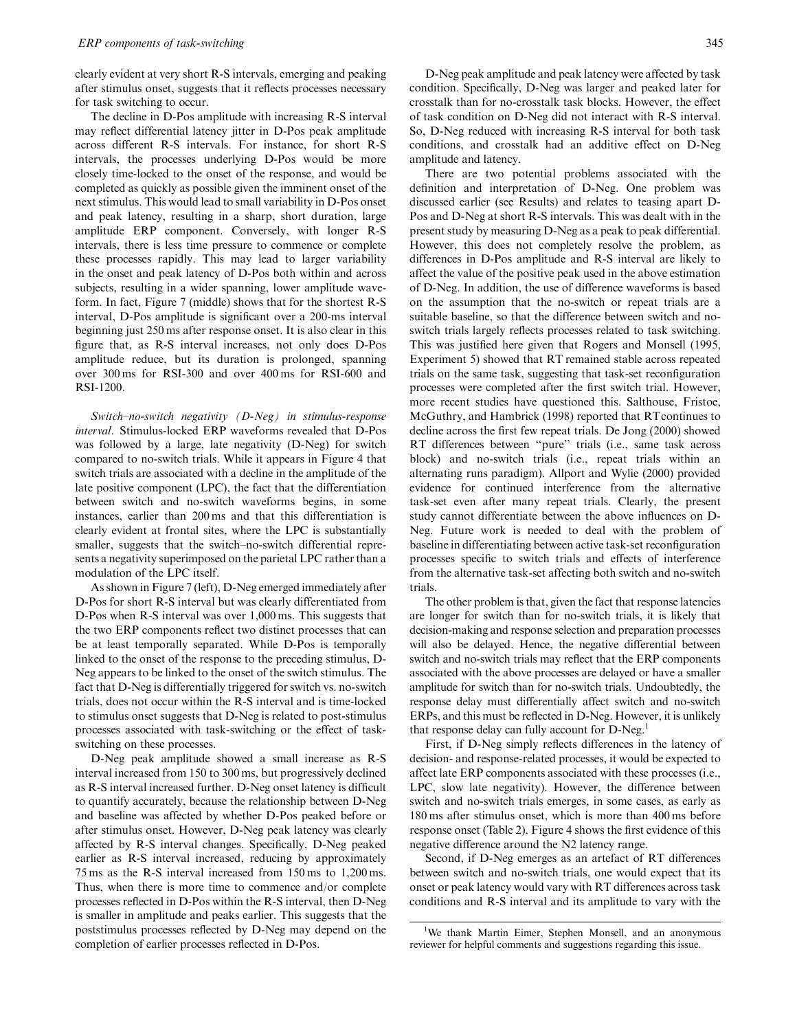clearly evident at very short R-S intervals, emerging and peaking after stimulus onset, suggests that it reflects processes necessary for task switching to occur.

The decline in D-Pos amplitude with increasing R-S interval may reflect differential latency jitter in D-Pos peak amplitude across different R-S intervals. For instance, for short R-S intervals, the processes underlying D-Pos would be more closely time-locked to the onset of the response, and would be completed as quickly as possible given the imminent onset of the next stimulus. This would lead to small variability in D-Pos onset and peak latency, resulting in a sharp, short duration, large amplitude ERP component. Conversely, with longer R-S intervals, there is less time pressure to commence or complete these processes rapidly. This may lead to larger variability in the onset and peak latency of D-Pos both within and across subjects, resulting in a wider spanning, lower amplitude waveform. In fact, Figure 7 (middle) shows that for the shortest R-S interval, D-Pos amplitude is significant over a 200-ms interval beginning just 250 ms after response onset. It is also clear in this figure that, as R-S interval increases, not only does D-Pos amplitude reduce, but its duration is prolonged, spanning over 300 ms for RSI-300 and over 400 ms for RSI-600 and RSI-1200.

*Switch–no-switch negativity (D-Neg) in stimulus-response interval*. Stimulus-locked ERP waveforms revealed that D-Pos was followed by a large, late negativity (D-Neg) for switch compared to no-switch trials. While it appears in Figure 4 that switch trials are associated with a decline in the amplitude of the late positive component (LPC), the fact that the differentiation between switch and no-switch waveforms begins, in some instances, earlier than 200 ms and that this differentiation is clearly evident at frontal sites, where the LPC is substantially smaller, suggests that the switch–no-switch differential represents a negativity superimposed on the parietal LPC rather than a modulation of the LPC itself.

As shown in Figure 7 (left), D-Neg emerged immediately after D-Pos for short R-S interval but was clearly differentiated from D-Pos when R-S interval was over 1,000 ms. This suggests that the two ERP components reflect two distinct processes that can be at least temporally separated. While D-Pos is temporally linked to the onset of the response to the preceding stimulus, D-Neg appears to be linked to the onset of the switch stimulus. The fact that D-Neg is differentially triggered for switch vs. no-switch trials, does not occur within the R-S interval and is time-locked to stimulus onset suggests that D-Neg is related to post-stimulus processes associated with task-switching or the effect of task-switching on these processes.

D-Neg peak amplitude showed a small increase as R-S interval increased from 150 to 300 ms, but progressively declined as R-S interval increased further. D-Neg onset latency is difficult to quantify accurately, because the relationship between D-Neg and baseline was affected by whether D-Pos peaked before or after stimulus onset. However, D-Neg peak latency was clearly affected by R-S interval changes. Specifically, D-Neg peaked earlier as R-S interval increased, reducing by approximately 75 ms as the R-S interval increased from 150 ms to 1,200 ms. Thus, when there is more time to commence and/or complete processes reflected in D-Pos within the R-S interval, then D-Neg is smaller in amplitude and peaks earlier. This suggests that the poststimulus processes reflected by D-Neg may depend on the completion of earlier processes reflected in D-Pos.

D-Neg peak amplitude and peak latency were affected by task condition. Specifically, D-Neg was larger and peaked later for crosstalk than for no-crosstalk task blocks. However, the effect of task condition on D-Neg did not interact with R-S interval. So, D-Neg reduced with increasing R-S interval for both task conditions, and crosstalk had an additive effect on D-Neg amplitude and latency.

There are two potential problems associated with the definition and interpretation of D-Neg. One problem was discussed earlier (see Results) and relates to teasing apart D-Pos and D-Neg at short R-S intervals. This was dealt with in the present study by measuring D-Neg as a peak to peak differential. However, this does not completely resolve the problem, as differences in D-Pos amplitude and R-S interval are likely to affect the value of the positive peak used in the above estimation of D-Neg. In addition, the use of difference waveforms is based on the assumption that the no-switch or repeat trials are a suitable baseline, so that the difference between switch and no-switch trials largely reflects processes related to task switching. This was justified here given that Rogers and Monsell (1995, Experiment 5) showed that RT remained stable across repeated trials on the same task, suggesting that task-set reconfiguration processes were completed after the first switch trial. However, more recent studies have questioned this. Salthouse, Fristoe, McGuthry, and Hambrick (1998) reported that RT continues to decline across the first few repeat trials. De Jong (2000) showed RT differences between "pure" trials (i.e., same task across block) and no-switch trials (i.e., repeat trials within an alternating runs paradigm). Allport and Wylie (2000) provided evidence for continued interference from the alternative task-set even after many repeat trials. Clearly, the present study cannot differentiate between the above influences on D-Neg. Future work is needed to deal with the problem of baseline in differentiating between active task-set reconfiguration processes specific to switch trials and effects of interference from the alternative task-set affecting both switch and no-switch trials.

The other problem is that, given the fact that response latencies are longer for switch than for no-switch trials, it is likely that decision-making and response selection and preparation processes will also be delayed. Hence, the negative differential between switch and no-switch trials may reflect that the ERP components associated with the above processes are delayed or have a smaller amplitude for switch than for no-switch trials. Undoubtedly, the response delay must differentially affect switch and no-switch ERPs, and this must be reflected in D-Neg. However, it is unlikely that response delay can fully account for D-Neg.[1]

First, if D-Neg simply reflects differences in the latency of decision- and response-related processes, it would be expected to affect late ERP components associated with these processes (i.e., LPC, slow late negativity). However, the difference between switch and no-switch trials emerges, in some cases, as early as 180 ms after stimulus onset, which is more than 400 ms before response onset (Table 2). Figure 4 shows the first evidence of this negative difference around the N2 latency range.

Second, if D-Neg emerges as an artefact of RT differences between switch and no-switch trials, one would expect that its onset or peak latency would vary with RT differences across task conditions and R-S interval and its amplitude to vary with the

[1]We thank Martin Eimer, Stephen Monsell, and an anonymous reviewer for helpful comments and suggestions regarding this issue.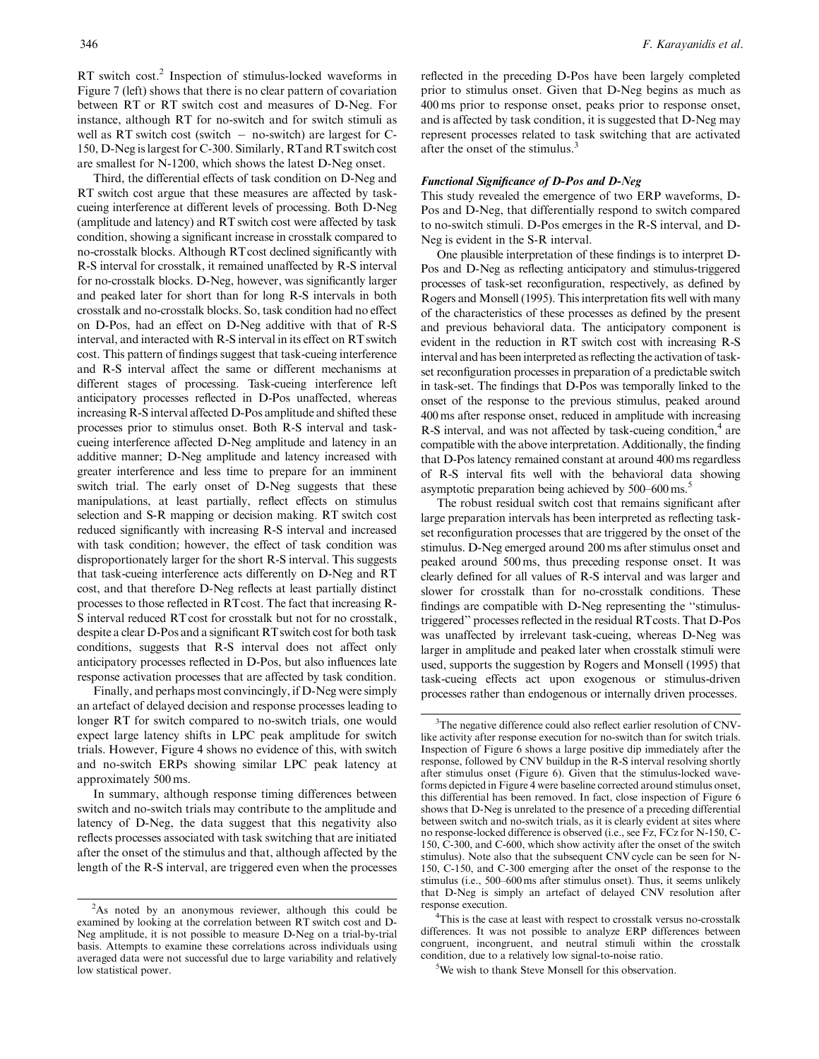RT switch cost.[2] Inspection of stimulus-locked waveforms in Figure 7 (left) shows that there is no clear pattern of covariation between RT or RT switch cost and measures of D-Neg. For instance, although RT for no-switch and for switch stimuli as well as RT switch cost (switch − no-switch) are largest for C-150, D-Neg is largest for C-300. Similarly, RT and RT switch cost are smallest for N-1200, which shows the latest D-Neg onset.

Third, the differential effects of task condition on D-Neg and RT switch cost argue that these measures are affected by task-cueing interference at different levels of processing. Both D-Neg (amplitude and latency) and RT switch cost were affected by task condition, showing a significant increase in crosstalk compared to no-crosstalk blocks. Although RT cost declined significantly with R-S interval for crosstalk, it remained unaffected by R-S interval for no-crosstalk blocks. D-Neg, however, was significantly larger and peaked later for short than for long R-S intervals in both crosstalk and no-crosstalk blocks. So, task condition had no effect on D-Pos, had an effect on D-Neg additive with that of R-S interval, and interacted with R-S interval in its effect on RT switch cost. This pattern of findings suggest that task-cueing interference and R-S interval affect the same or different mechanisms at different stages of processing. Task-cueing interference left anticipatory processes reflected in D-Pos unaffected, whereas increasing R-S interval affected D-Pos amplitude and shifted these processes prior to stimulus onset. Both R-S interval and task-cueing interference affected D-Neg amplitude and latency in an additive manner; D-Neg amplitude and latency increased with greater interference and less time to prepare for an imminent switch trial. The early onset of D-Neg suggests that these manipulations, at least partially, reflect effects on stimulus selection and S-R mapping or decision making. RT switch cost reduced significantly with increasing R-S interval and increased with task condition; however, the effect of task condition was disproportionately larger for the short R-S interval. This suggests that task-cueing interference acts differently on D-Neg and RT cost, and that therefore D-Neg reflects at least partially distinct processes to those reflected in RT cost. The fact that increasing R-S interval reduced RT cost for crosstalk but not for no crosstalk, despite a clear D-Pos and a significant RT switch cost for both task conditions, suggests that R-S interval does not affect only anticipatory processes reflected in D-Pos, but also influences late response activation processes that are affected by task condition.

Finally, and perhaps most convincingly, if D-Neg were simply an artefact of delayed decision and response processes leading to longer RT for switch compared to no-switch trials, one would expect large latency shifts in LPC peak amplitude for switch trials. However, Figure 4 shows no evidence of this, with switch and no-switch ERPs showing similar LPC peak latency at approximately 500 ms.

In summary, although response timing differences between switch and no-switch trials may contribute to the amplitude and latency of D-Neg, the data suggest that this negativity also reflects processes associated with task switching that are initiated after the onset of the stimulus and that, although affected by the length of the R-S interval, are triggered even when the processes reflected in the preceding D-Pos have been largely completed prior to stimulus onset. Given that D-Neg begins as much as 400 ms prior to response onset, peaks prior to response onset, and is affected by task condition, it is suggested that D-Neg may represent processes related to task switching that are activated after the onset of the stimulus.[3]

### *Functional Significance of D-Pos and D-Neg*

This study revealed the emergence of two ERP waveforms, D-Pos and D-Neg, that differentially respond to switch compared to no-switch stimuli. D-Pos emerges in the R-S interval, and D-Neg is evident in the S-R interval.

One plausible interpretation of these findings is to interpret D-Pos and D-Neg as reflecting anticipatory and stimulus-triggered processes of task-set reconfiguration, respectively, as defined by Rogers and Monsell (1995). This interpretation fits well with many of the characteristics of these processes as defined by the present and previous behavioral data. The anticipatory component is evident in the reduction in RT switch cost with increasing R-S interval and has been interpreted as reflecting the activation of task-set reconfiguration processes in preparation of a predictable switch in task-set. The findings that D-Pos was temporally linked to the onset of the response to the previous stimulus, peaked around 400 ms after response onset, reduced in amplitude with increasing R-S interval, and was not affected by task-cueing condition,[4] are compatible with the above interpretation. Additionally, the finding that D-Pos latency remained constant at around 400 ms regardless of R-S interval fits well with the behavioral data showing asymptotic preparation being achieved by 500–600 ms.[5]

The robust residual switch cost that remains significant after large preparation intervals has been interpreted as reflecting task-set reconfiguration processes that are triggered by the onset of the stimulus. D-Neg emerged around 200 ms after stimulus onset and peaked around 500 ms, thus preceding response onset. It was clearly defined for all values of R-S interval and was larger and slower for crosstalk than for no-crosstalk conditions. These findings are compatible with D-Neg representing the "stimulus-triggered" processes reflected in the residual RT costs. That D-Pos was unaffected by irrelevant task-cueing, whereas D-Neg was larger in amplitude and peaked later when crosstalk stimuli were used, supports the suggestion by Rogers and Monsell (1995) that task-cueing effects act upon exogenous or stimulus-driven processes rather than endogenous or internally driven processes.

---

[2]As noted by an anonymous reviewer, although this could be examined by looking at the correlation between RT switch cost and D-Neg amplitude, it is not possible to measure D-Neg on a trial-by-trial basis. Attempts to examine these correlations across individuals using averaged data were not successful due to large variability and relatively low statistical power.

[3]The negative difference could also reflect earlier resolution of CNV-like activity after response execution for no-switch than for switch trials. Inspection of Figure 6 shows a large positive dip immediately after the response, followed by CNV buildup in the R-S interval resolving shortly after stimulus onset (Figure 6). Given that the stimulus-locked waveforms depicted in Figure 4 were baseline corrected around stimulus onset, this differential has been removed. In fact, close inspection of Figure 6 shows that D-Neg is unrelated to the presence of a preceding differential between switch and no-switch trials, as it is clearly evident at sites where no response-locked difference is observed (i.e., see Fz, FCz for N-150, C-150, C-300, and C-600, which show activity after the onset of the switch stimulus). Note also that the subsequent CNV cycle can be seen for N-150, C-150, and C-300 emerging after the onset of the response to the stimulus (i.e., 500–600 ms after stimulus onset). Thus, it seems unlikely that D-Neg is simply an artefact of delayed CNV resolution after response execution.

[4]This is the case at least with respect to crosstalk versus no-crosstalk differences. It was not possible to analyze ERP differences between congruent, incongruent, and neutral stimuli within the crosstalk condition, due to a relatively low signal-to-noise ratio.

[5]We wish to thank Steve Monsell for this observation.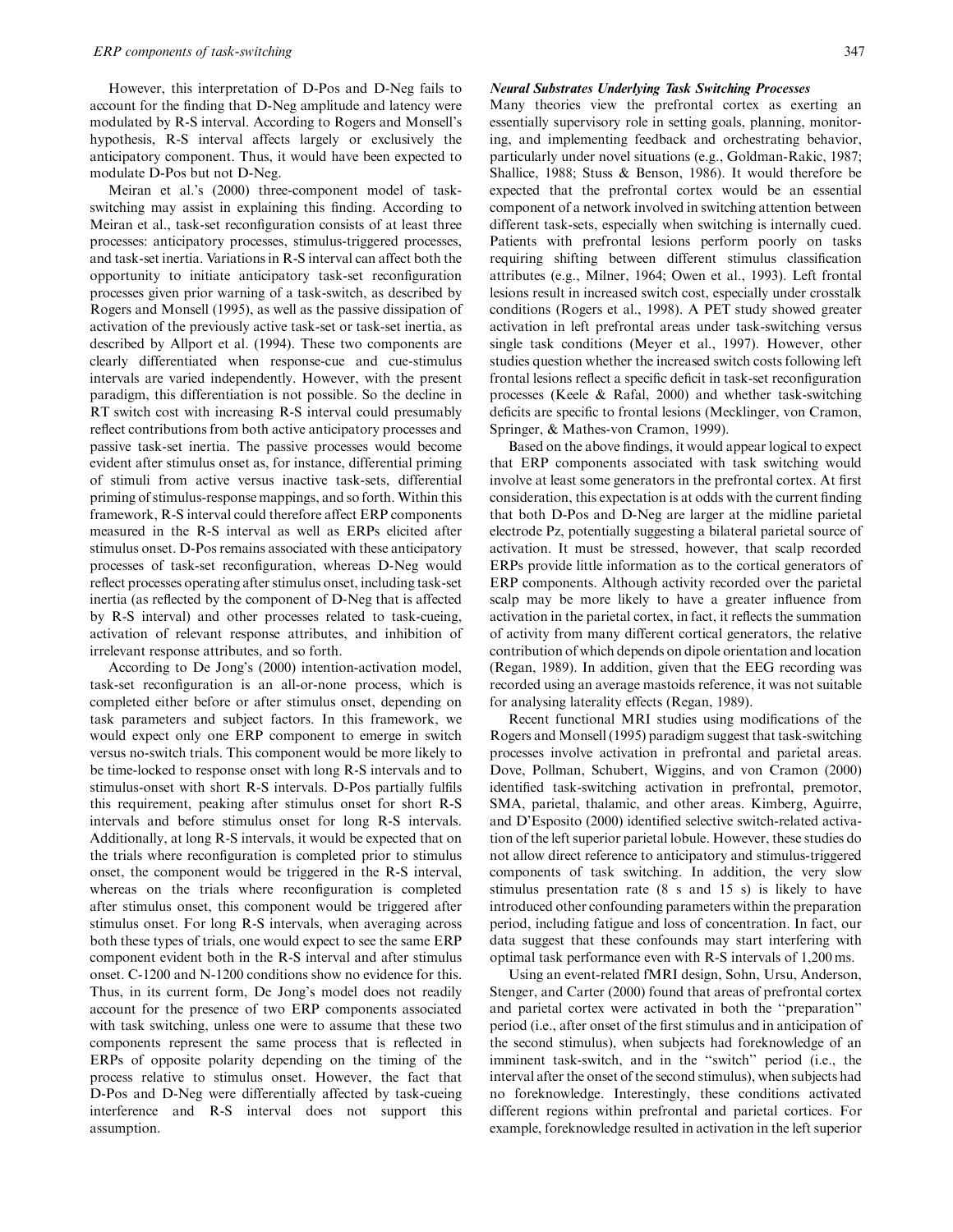However, this interpretation of D-Pos and D-Neg fails to account for the finding that D-Neg amplitude and latency were modulated by R-S interval. According to Rogers and Monsell's hypothesis, R-S interval affects largely or exclusively the anticipatory component. Thus, it would have been expected to modulate D-Pos but not D-Neg.

Meiran et al.'s (2000) three-component model of task-switching may assist in explaining this finding. According to Meiran et al., task-set reconfiguration consists of at least three processes: anticipatory processes, stimulus-triggered processes, and task-set inertia. Variations in R-S interval can affect both the opportunity to initiate anticipatory task-set reconfiguration processes given prior warning of a task-switch, as described by Rogers and Monsell (1995), as well as the passive dissipation of activation of the previously active task-set or task-set inertia, as described by Allport et al. (1994). These two components are clearly differentiated when response-cue and cue-stimulus intervals are varied independently. However, with the present paradigm, this differentiation is not possible. So the decline in RT switch cost with increasing R-S interval could presumably reflect contributions from both active anticipatory processes and passive task-set inertia. The passive processes would become evident after stimulus onset as, for instance, differential priming of stimuli from active versus inactive task-sets, differential priming of stimulus-response mappings, and so forth. Within this framework, R-S interval could therefore affect ERP components measured in the R-S interval as well as ERPs elicited after stimulus onset. D-Pos remains associated with these anticipatory processes of task-set reconfiguration, whereas D-Neg would reflect processes operating after stimulus onset, including task-set inertia (as reflected by the component of D-Neg that is affected by R-S interval) and other processes related to task-cueing, activation of relevant response attributes, and inhibition of irrelevant response attributes, and so forth.

According to De Jong's (2000) intention-activation model, task-set reconfiguration is an all-or-none process, which is completed either before or after stimulus onset, depending on task parameters and subject factors. In this framework, we would expect only one ERP component to emerge in switch versus no-switch trials. This component would be more likely to be time-locked to response onset with long R-S intervals and to stimulus-onset with short R-S intervals. D-Pos partially fulfils this requirement, peaking after stimulus onset for short R-S intervals and before stimulus onset for long R-S intervals. Additionally, at long R-S intervals, it would be expected that on the trials where reconfiguration is completed prior to stimulus onset, the component would be triggered in the R-S interval, whereas on the trials where reconfiguration is completed after stimulus onset, this component would be triggered after stimulus onset. For long R-S intervals, when averaging across both these types of trials, one would expect to see the same ERP component evident both in the R-S interval and after stimulus onset. C-1200 and N-1200 conditions show no evidence for this. Thus, in its current form, De Jong's model does not readily account for the presence of two ERP components associated with task switching, unless one were to assume that these two components represent the same process that is reflected in ERPs of opposite polarity depending on the timing of the process relative to stimulus onset. However, the fact that D-Pos and D-Neg were differentially affected by task-cueing interference and R-S interval does not support this assumption.

### *Neural Substrates Underlying Task Switching Processes*

Many theories view the prefrontal cortex as exerting an essentially supervisory role in setting goals, planning, monitoring, and implementing feedback and orchestrating behavior, particularly under novel situations (e.g., Goldman-Rakic, 1987; Shallice, 1988; Stuss & Benson, 1986). It would therefore be expected that the prefrontal cortex would be an essential component of a network involved in switching attention between different task-sets, especially when switching is internally cued. Patients with prefrontal lesions perform poorly on tasks requiring shifting between different stimulus classification attributes (e.g., Milner, 1964; Owen et al., 1993). Left frontal lesions result in increased switch cost, especially under crosstalk conditions (Rogers et al., 1998). A PET study showed greater activation in left prefrontal areas under task-switching versus single task conditions (Meyer et al., 1997). However, other studies question whether the increased switch costs following left frontal lesions reflect a specific deficit in task-set reconfiguration processes (Keele & Rafal, 2000) and whether task-switching deficits are specific to frontal lesions (Mecklinger, von Cramon, Springer, & Mathes-von Cramon, 1999).

Based on the above findings, it would appear logical to expect that ERP components associated with task switching would involve at least some generators in the prefrontal cortex. At first consideration, this expectation is at odds with the current finding that both D-Pos and D-Neg are larger at the midline parietal electrode Pz, potentially suggesting a bilateral parietal source of activation. It must be stressed, however, that scalp recorded ERPs provide little information as to the cortical generators of ERP components. Although activity recorded over the parietal scalp may be more likely to have a greater influence from activation in the parietal cortex, in fact, it reflects the summation of activity from many different cortical generators, the relative contribution of which depends on dipole orientation and location (Regan, 1989). In addition, given that the EEG recording was recorded using an average mastoids reference, it was not suitable for analysing laterality effects (Regan, 1989).

Recent functional MRI studies using modifications of the Rogers and Monsell (1995) paradigm suggest that task-switching processes involve activation in prefrontal and parietal areas. Dove, Pollman, Schubert, Wiggins, and von Cramon (2000) identified task-switching activation in prefrontal, premotor, SMA, parietal, thalamic, and other areas. Kimberg, Aguirre, and D'Esposito (2000) identified selective switch-related activation of the left superior parietal lobule. However, these studies do not allow direct reference to anticipatory and stimulus-triggered components of task switching. In addition, the very slow stimulus presentation rate (8 s and 15 s) is likely to have introduced other confounding parameters within the preparation period, including fatigue and loss of concentration. In fact, our data suggest that these confounds may start interfering with optimal task performance even with R-S intervals of 1,200 ms.

Using an event-related fMRI design, Sohn, Ursu, Anderson, Stenger, and Carter (2000) found that areas of prefrontal cortex and parietal cortex were activated in both the "preparation" period (i.e., after onset of the first stimulus and in anticipation of the second stimulus), when subjects had foreknowledge of an imminent task-switch, and in the "switch" period (i.e., the interval after the onset of the second stimulus), when subjects had no foreknowledge. Interestingly, these conditions activated different regions within prefrontal and parietal cortices. For example, foreknowledge resulted in activation in the left superior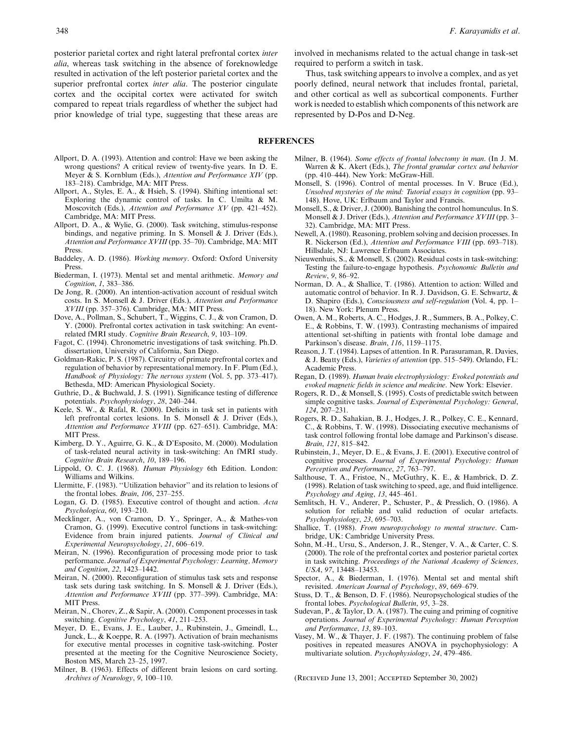posterior parietal cortex and right lateral prefrontal cortex *inter alia*, whereas task switching in the absence of foreknowledge resulted in activation of the left posterior parietal cortex and the superior prefrontal cortex *inter alia*. The posterior cingulate cortex and the occipital cortex were activated for switch compared to repeat trials regardless of whether the subject had prior knowledge of trial type, suggesting that these areas are involved in mechanisms related to the actual change in task-set required to perform a switch in task.

Thus, task switching appears to involve a complex, and as yet poorly defined, neural network that includes frontal, parietal, and other cortical as well as subcortical components. Further work is needed to establish which components of this network are represented by D-Pos and D-Neg.

## REFERENCES

Allport, D. A. (1993). Attention and control: Have we been asking the wrong questions? A critical review of twenty-five years. In D. E. Meyer & S. Kornblum (Eds.), *Attention and Performance XIV* (pp. 183–218). Cambridge, MA: MIT Press.

Allport, A., Styles, E. A., & Hsieh, S. (1994). Shifting intentional set: Exploring the dynamic control of tasks. In C. Umilta & M. Moscovitch (Eds.), *Attention and Performance XV* (pp. 421–452). Cambridge, MA: MIT Press.

Allport, D. A., & Wylie, G. (2000). Task switching, stimulus-response bindings, and negative priming. In S. Monsell & J. Driver (Eds.), *Attention and Performance XVIII* (pp. 35–70). Cambridge, MA: MIT Press.

Baddeley, A. D. (1986). *Working memory*. Oxford: Oxford University Press.

Biederman, I. (1973). Mental set and mental arithmetic. *Memory and Cognition*, *1*, 383–386.

De Jong, R. (2000). An intention-activation account of residual switch costs. In S. Monsell & J. Driver (Eds.), *Attention and Performance XVIII* (pp. 357–376). Cambridge, MA: MIT Press.

Dove, A., Pollman, S., Schubert, T., Wiggins, C. J., & von Cramon, D. Y. (2000). Prefrontal cortex activation in task switching: An event-related fMRI study. *Cognitive Brain Research*, *9*, 103–109.

Fagot, C. (1994). Chronometric investigations of task switching. Ph.D. dissertation, University of California, San Diego.

Goldman-Rakic, P. S. (1987). Circuitry of primate prefrontal cortex and regulation of behavior by representational memory. In F. Plum (Ed.), *Handbook of Physiology: The nervous system* (Vol. 5, pp. 373–417). Bethesda, MD: American Physiological Society.

Guthrie, D., & Buchwald, J. S. (1991). Significance testing of difference potentials. *Psychophysiology*, *28*, 240–244.

Keele, S. W., & Rafal, R. (2000). Deficits in task set in patients with left prefrontal cortex lesions. In S. Monsell & J. Driver (Eds.), *Attention and Performance XVIII* (pp. 627–651). Cambridge, MA: MIT Press.

Kimberg, D. Y., Aguirre, G. K., & D'Esposito, M. (2000). Modulation of task-related neural activity in task-switching: An fMRI study. *Cognitive Brain Research*, *10*, 189–196.

Lippold, O. C. J. (1968). *Human Physiology* 6th Edition. London: Williams and Wilkins.

Llermitte, F. (1983). "Utilization behavior" and its relation to lesions of the frontal lobes. *Brain*, *106*, 237–255.

Logan, G. D. (1985). Executive control of thought and action. *Acta Psychologica*, *60*, 193–210.

Mecklinger, A., von Cramon, D. Y., Springer, A., & Mathes-von Cramon, G. (1999). Executive control functions in task-switching: Evidence from brain injured patients. *Journal of Clinical and Experimental Neuropsychology*, *21*, 606–619.

Meiran, N. (1996). Reconfiguration of processing mode prior to task performance. *Journal of Experimental Psychology: Learning, Memory and Cognition*, *22*, 1423–1442.

Meiran, N. (2000). Reconfiguration of stimulus task sets and response task sets during task switching. In S. Monsell & J. Driver (Eds.), *Attention and Performance XVIII* (pp. 377–399). Cambridge, MA: MIT Press.

Meiran, N., Chorev, Z., & Sapir, A. (2000). Component processes in task switching. *Cognitive Psychology*, *41*, 211–253.

Meyer, D. E., Evans, J. E., Lauber, J., Rubinstein, J., Gmeindl, L., Junck, L., & Koeppe, R. A. (1997). Activation of brain mechanisms for executive mental processes in cognitive task-switching. Poster presented at the meeting for the Cognitive Neuroscience Society, Boston MS, March 23–25, 1997.

Milner, B. (1963). Effects of different brain lesions on card sorting. *Archives of Neurology*, *9*, 100–110.

Milner, B. (1964). *Some effects of frontal lobectomy in man*. (In J. M. Warren & K. Akert (Eds.), *The frontal granular cortex and behavior* (pp. 410–444). New York: McGraw-Hill.

Monsell, S. (1996). Control of mental processes. In V. Bruce (Ed.), *Unsolved mysteries of the mind: Tutorial essays in cognition* (pp. 93–148). Hove, UK: Erlbaum and Taylor and Francis.

Monsell, S., & Driver, J. (2000). Banishing the control homunculus. In S. Monsell & J. Driver (Eds.), *Attention and Performance XVIII* (pp. 3–32). Cambridge, MA: MIT Press.

Newell, A. (1980). Reasoning, problem solving and decision processes. In R. Nickerson (Ed.), *Attention and Performance VIII* (pp. 693–718). Hillsdale, NJ: Lawrence Erlbaum Associates.

Nieuwenhuis, S., & Monsell, S. (2002). Residual costs in task-switching: Testing the failure-to-engage hypothesis. *Psychonomic Bulletin and Review*, *9*, 86–92.

Norman, D. A., & Shallice, T. (1986). Attention to action: Willed and automatic control of behavior. In R. J. Davidson, G. E. Schwartz, & D. Shapiro (Eds.), *Consciousness and self-regulation* (Vol. 4, pp. 1–18). New York: Plenum Press.

Owen, A. M., Roberts, A. C., Hodges, J. R., Summers, B. A., Polkey, C. E., & Robbins, T. W. (1993). Contrasting mechanisms of impaired attentional set-shifting in patients with frontal lobe damage and Parkinson's disease. *Brain*, *116*, 1159–1175.

Reason, J. T. (1984). Lapses of attention. In R. Parasuraman, R. Davies, & J. Beatty (Eds.), *Varieties of attention* (pp. 515–549). Orlando, FL: Academic Press.

Regan, D. (1989). *Human brain electrophysiology: Evoked potentials and evoked magnetic fields in science and medicine*. New York: Elsevier.

Rogers, R. D., & Monsell, S. (1995). Costs of predictable switch between simple cognitive tasks. *Journal of Experimental Psychology: General*, *124*, 207–231.

Rogers, R. D., Sahakian, B. J., Hodges, J. R., Polkey, C. E., Kennard, C., & Robbins, T. W. (1998). Dissociating executive mechanisms of task control following frontal lobe damage and Parkinson's disease. *Brain*, *121*, 815–842.

Rubinstein, J., Meyer, D. E., & Evans, J. E. (2001). Executive control of cognitive processes. *Journal of Experimental Psychology: Human Perception and Performance*, *27*, 763–797.

Salthouse, T. A., Fristoe, N., McGuthry, K. E., & Hambrick, D. Z. (1998). Relation of task switching to speed, age, and fluid intelligence. *Psychology and Aging*, *13*, 445–461.

Semlitsch, H. V., Anderer, P., Schuster, P., & Presslich, O. (1986). A solution for reliable and valid reduction of ocular artefacts. *Psychophysiology*, *23*, 695–703.

Shallice, T. (1988). *From neuropsychology to mental structure*. Cambridge, UK: Cambridge University Press.

Sohn, M.-H., Ursu, S., Anderson, J. R., Stenger, V. A., & Carter, C. S. (2000). The role of the prefrontal cortex and posterior parietal cortex in task switching. *Proceedings of the National Academy of Sciences, USA*, *97*, 13448–13453.

Spector, A., & Biederman, I. (1976). Mental set and mental shift revisited. *American Journal of Psychology*, *89*, 669–679.

Stuss, D. T., & Benson, D. F. (1986). Neuropsychological studies of the frontal lobes. *Psychological Bulletin*, *95*, 3–28.

Sudevan, P., & Taylor, D. A. (1987). The cuing and priming of cognitive operations. *Journal of Experimental Psychology: Human Perception and Performance*, *13*, 89–103.

Vasey, M. W., & Thayer, J. F. (1987). The continuing problem of false positives in repeated measures ANOVA in psychophysiology: A multivariate solution. *Psychophysiology*, *24*, 479–486.

(Received June 13, 2001; Accepted September 30, 2002)